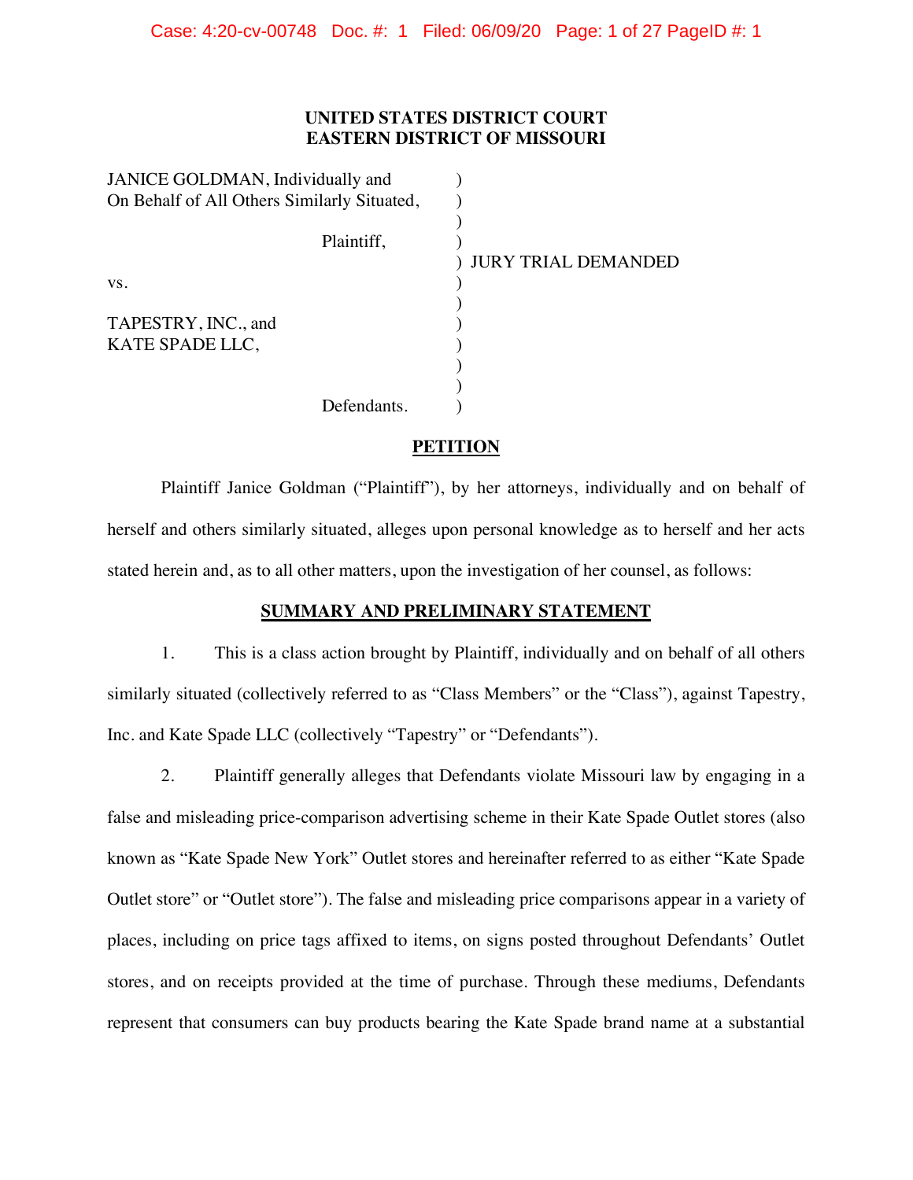**UNITED STATES DISTRICT COURT**
**EASTERN DISTRICT OF MISSOURI**

| | | |
|---|---|---|
| JANICE GOLDMAN, Individually and On Behalf of All Others Similarly Situated, | ) | |
| Plaintiff, | ) | JURY TRIAL DEMANDED |
| vs. | ) | |
| TAPESTRY, INC., and KATE SPADE LLC, | ) | |
| Defendants. | ) | |

## PETITION

Plaintiff Janice Goldman ("Plaintiff"), by her attorneys, individually and on behalf of herself and others similarly situated, alleges upon personal knowledge as to herself and her acts stated herein and, as to all other matters, upon the investigation of her counsel, as follows:

## SUMMARY AND PRELIMINARY STATEMENT

1. This is a class action brought by Plaintiff, individually and on behalf of all others similarly situated (collectively referred to as "Class Members" or the "Class"), against Tapestry, Inc. and Kate Spade LLC (collectively "Tapestry" or "Defendants").

2. Plaintiff generally alleges that Defendants violate Missouri law by engaging in a false and misleading price-comparison advertising scheme in their Kate Spade Outlet stores (also known as "Kate Spade New York" Outlet stores and hereinafter referred to as either "Kate Spade Outlet store" or "Outlet store"). The false and misleading price comparisons appear in a variety of places, including on price tags affixed to items, on signs posted throughout Defendants' Outlet stores, and on receipts provided at the time of purchase. Through these mediums, Defendants represent that consumers can buy products bearing the Kate Spade brand name at a substantial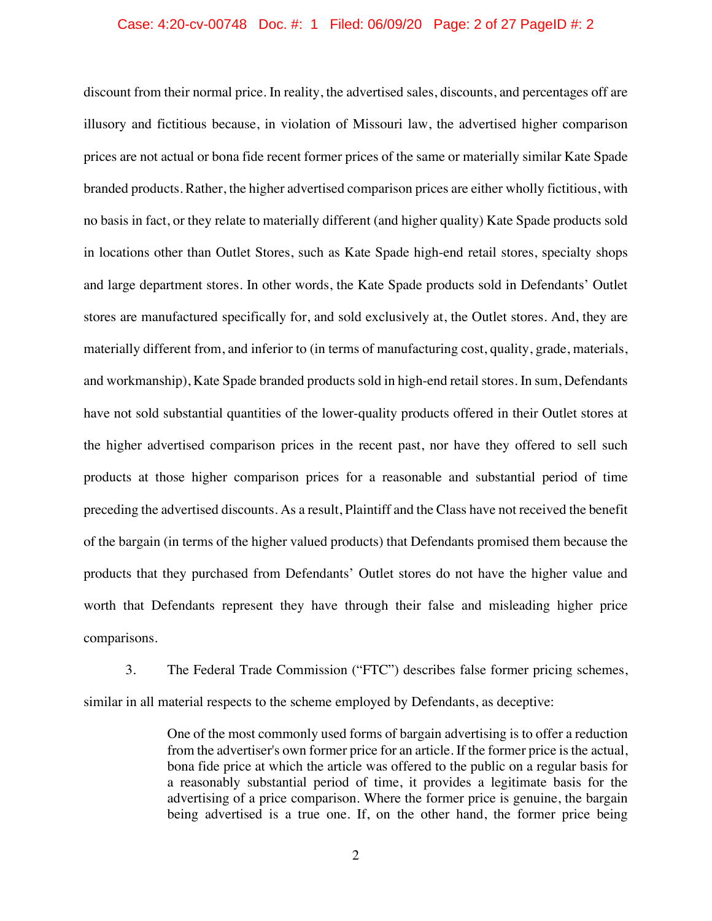discount from their normal price. In reality, the advertised sales, discounts, and percentages off are illusory and fictitious because, in violation of Missouri law, the advertised higher comparison prices are not actual or bona fide recent former prices of the same or materially similar Kate Spade branded products. Rather, the higher advertised comparison prices are either wholly fictitious, with no basis in fact, or they relate to materially different (and higher quality) Kate Spade products sold in locations other than Outlet Stores, such as Kate Spade high-end retail stores, specialty shops and large department stores. In other words, the Kate Spade products sold in Defendants' Outlet stores are manufactured specifically for, and sold exclusively at, the Outlet stores. And, they are materially different from, and inferior to (in terms of manufacturing cost, quality, grade, materials, and workmanship), Kate Spade branded products sold in high-end retail stores. In sum, Defendants have not sold substantial quantities of the lower-quality products offered in their Outlet stores at the higher advertised comparison prices in the recent past, nor have they offered to sell such products at those higher comparison prices for a reasonable and substantial period of time preceding the advertised discounts. As a result, Plaintiff and the Class have not received the benefit of the bargain (in terms of the higher valued products) that Defendants promised them because the products that they purchased from Defendants' Outlet stores do not have the higher value and worth that Defendants represent they have through their false and misleading higher price comparisons.

3. The Federal Trade Commission ("FTC") describes false former pricing schemes, similar in all material respects to the scheme employed by Defendants, as deceptive:

> One of the most commonly used forms of bargain advertising is to offer a reduction from the advertiser's own former price for an article. If the former price is the actual, bona fide price at which the article was offered to the public on a regular basis for a reasonably substantial period of time, it provides a legitimate basis for the advertising of a price comparison. Where the former price is genuine, the bargain being advertised is a true one. If, on the other hand, the former price being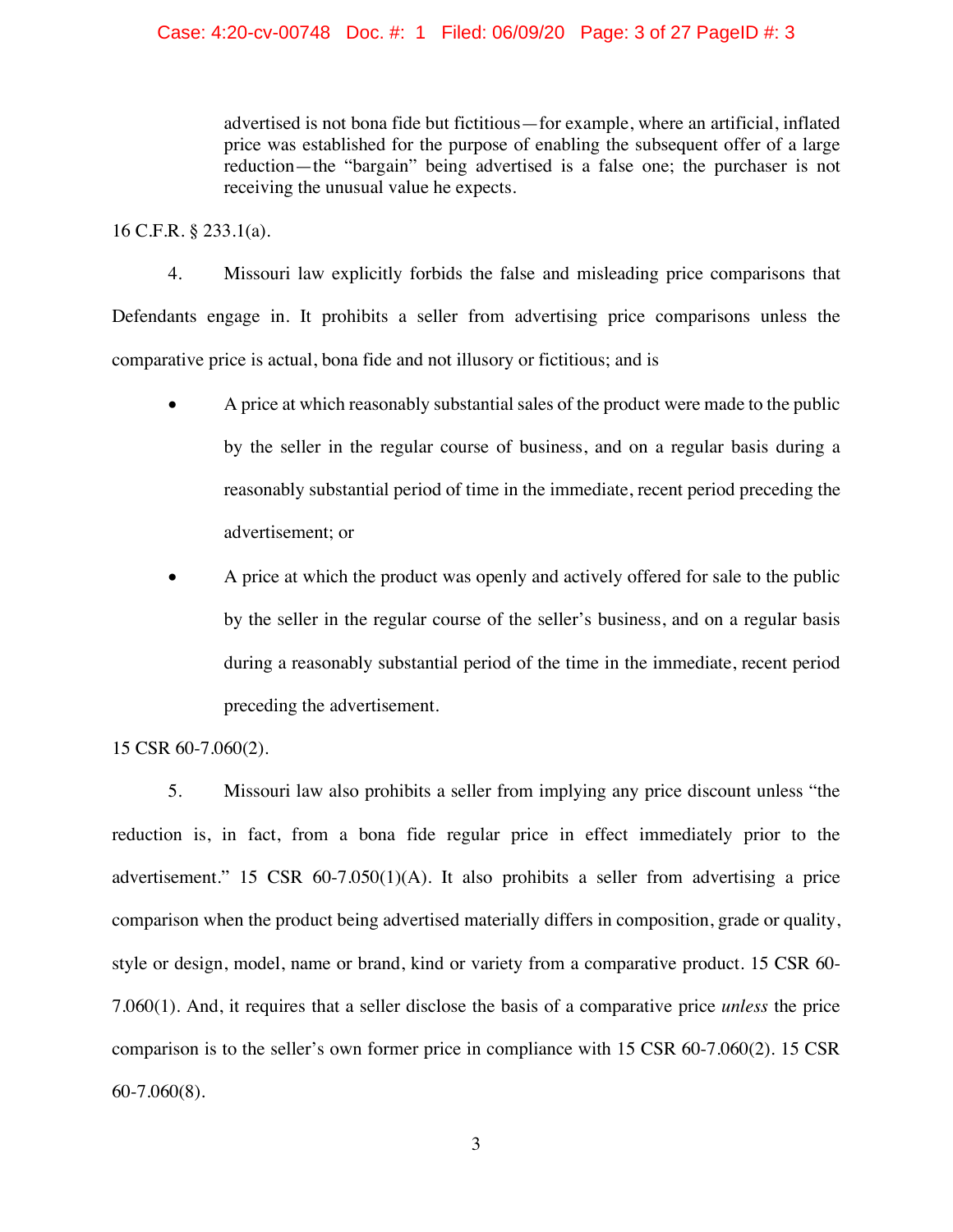> advertised is not bona fide but fictitious—for example, where an artificial, inflated price was established for the purpose of enabling the subsequent offer of a large reduction—the "bargain" being advertised is a false one; the purchaser is not receiving the unusual value he expects.

16 C.F.R. § 233.1(a).

4. Missouri law explicitly forbids the false and misleading price comparisons that Defendants engage in. It prohibits a seller from advertising price comparisons unless the comparative price is actual, bona fide and not illusory or fictitious; and is

- A price at which reasonably substantial sales of the product were made to the public by the seller in the regular course of business, and on a regular basis during a reasonably substantial period of time in the immediate, recent period preceding the advertisement; or
- A price at which the product was openly and actively offered for sale to the public by the seller in the regular course of the seller's business, and on a regular basis during a reasonably substantial period of the time in the immediate, recent period preceding the advertisement.

15 CSR 60-7.060(2).

5. Missouri law also prohibits a seller from implying any price discount unless "the reduction is, in fact, from a bona fide regular price in effect immediately prior to the advertisement." 15 CSR 60-7.050(1)(A). It also prohibits a seller from advertising a price comparison when the product being advertised materially differs in composition, grade or quality, style or design, model, name or brand, kind or variety from a comparative product. 15 CSR 60-7.060(1). And, it requires that a seller disclose the basis of a comparative price *unless* the price comparison is to the seller's own former price in compliance with 15 CSR 60-7.060(2). 15 CSR 60-7.060(8).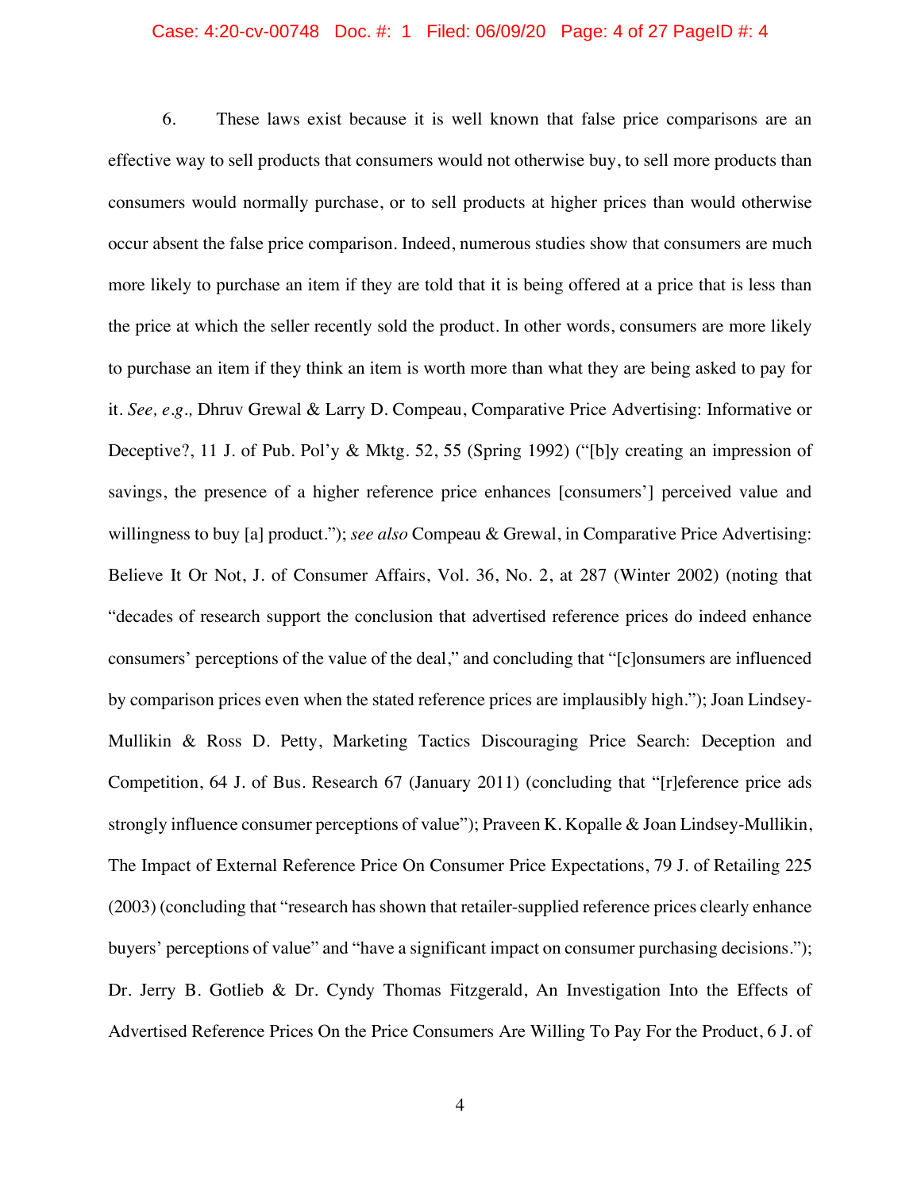6. These laws exist because it is well known that false price comparisons are an effective way to sell products that consumers would not otherwise buy, to sell more products than consumers would normally purchase, or to sell products at higher prices than would otherwise occur absent the false price comparison. Indeed, numerous studies show that consumers are much more likely to purchase an item if they are told that it is being offered at a price that is less than the price at which the seller recently sold the product. In other words, consumers are more likely to purchase an item if they think an item is worth more than what they are being asked to pay for it. *See, e.g.,* Dhruv Grewal & Larry D. Compeau, Comparative Price Advertising: Informative or Deceptive?, 11 J. of Pub. Pol'y & Mktg. 52, 55 (Spring 1992) ("[b]y creating an impression of savings, the presence of a higher reference price enhances [consumers'] perceived value and willingness to buy [a] product."); *see also* Compeau & Grewal, in Comparative Price Advertising: Believe It Or Not, J. of Consumer Affairs, Vol. 36, No. 2, at 287 (Winter 2002) (noting that "decades of research support the conclusion that advertised reference prices do indeed enhance consumers' perceptions of the value of the deal," and concluding that "[c]onsumers are influenced by comparison prices even when the stated reference prices are implausibly high."); Joan Lindsey-Mullikin & Ross D. Petty, Marketing Tactics Discouraging Price Search: Deception and Competition, 64 J. of Bus. Research 67 (January 2011) (concluding that "[r]eference price ads strongly influence consumer perceptions of value"); Praveen K. Kopalle & Joan Lindsey-Mullikin, The Impact of External Reference Price On Consumer Price Expectations, 79 J. of Retailing 225 (2003) (concluding that "research has shown that retailer-supplied reference prices clearly enhance buyers' perceptions of value" and "have a significant impact on consumer purchasing decisions."); Dr. Jerry B. Gotlieb & Dr. Cyndy Thomas Fitzgerald, An Investigation Into the Effects of Advertised Reference Prices On the Price Consumers Are Willing To Pay For the Product, 6 J. of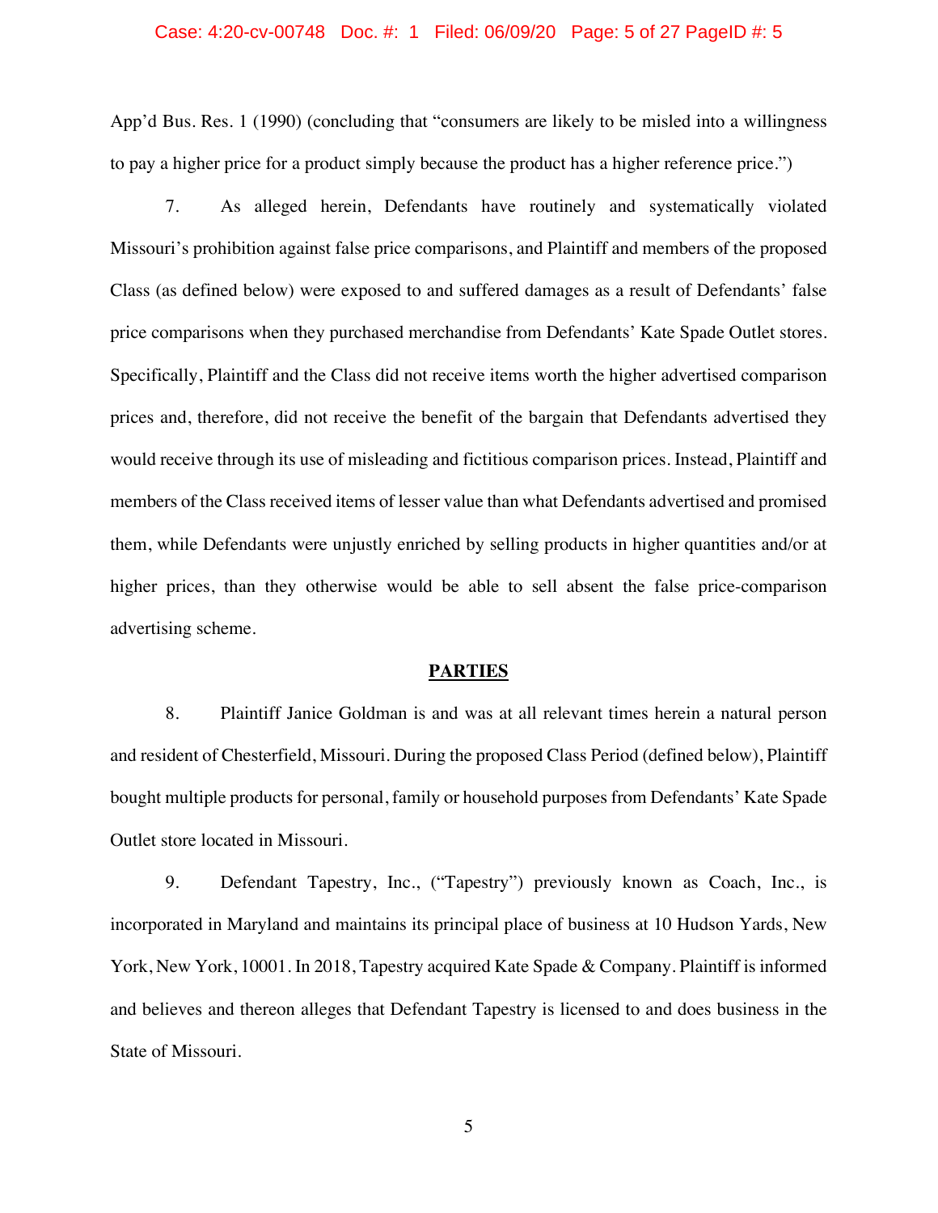App'd Bus. Res. 1 (1990) (concluding that "consumers are likely to be misled into a willingness to pay a higher price for a product simply because the product has a higher reference price.")

7. As alleged herein, Defendants have routinely and systematically violated Missouri's prohibition against false price comparisons, and Plaintiff and members of the proposed Class (as defined below) were exposed to and suffered damages as a result of Defendants' false price comparisons when they purchased merchandise from Defendants' Kate Spade Outlet stores. Specifically, Plaintiff and the Class did not receive items worth the higher advertised comparison prices and, therefore, did not receive the benefit of the bargain that Defendants advertised they would receive through its use of misleading and fictitious comparison prices. Instead, Plaintiff and members of the Class received items of lesser value than what Defendants advertised and promised them, while Defendants were unjustly enriched by selling products in higher quantities and/or at higher prices, than they otherwise would be able to sell absent the false price-comparison advertising scheme.

## PARTIES

8. Plaintiff Janice Goldman is and was at all relevant times herein a natural person and resident of Chesterfield, Missouri. During the proposed Class Period (defined below), Plaintiff bought multiple products for personal, family or household purposes from Defendants' Kate Spade Outlet store located in Missouri.

9. Defendant Tapestry, Inc., ("Tapestry") previously known as Coach, Inc., is incorporated in Maryland and maintains its principal place of business at 10 Hudson Yards, New York, New York, 10001. In 2018, Tapestry acquired Kate Spade & Company. Plaintiff is informed and believes and thereon alleges that Defendant Tapestry is licensed to and does business in the State of Missouri.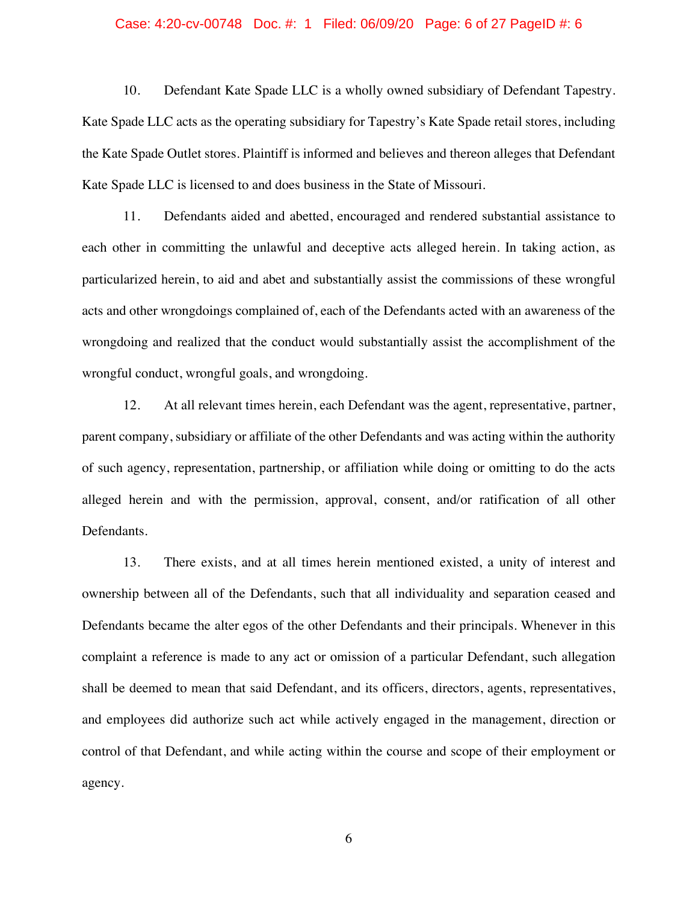10. Defendant Kate Spade LLC is a wholly owned subsidiary of Defendant Tapestry. Kate Spade LLC acts as the operating subsidiary for Tapestry's Kate Spade retail stores, including the Kate Spade Outlet stores. Plaintiff is informed and believes and thereon alleges that Defendant Kate Spade LLC is licensed to and does business in the State of Missouri.

11. Defendants aided and abetted, encouraged and rendered substantial assistance to each other in committing the unlawful and deceptive acts alleged herein. In taking action, as particularized herein, to aid and abet and substantially assist the commissions of these wrongful acts and other wrongdoings complained of, each of the Defendants acted with an awareness of the wrongdoing and realized that the conduct would substantially assist the accomplishment of the wrongful conduct, wrongful goals, and wrongdoing.

12. At all relevant times herein, each Defendant was the agent, representative, partner, parent company, subsidiary or affiliate of the other Defendants and was acting within the authority of such agency, representation, partnership, or affiliation while doing or omitting to do the acts alleged herein and with the permission, approval, consent, and/or ratification of all other Defendants.

13. There exists, and at all times herein mentioned existed, a unity of interest and ownership between all of the Defendants, such that all individuality and separation ceased and Defendants became the alter egos of the other Defendants and their principals. Whenever in this complaint a reference is made to any act or omission of a particular Defendant, such allegation shall be deemed to mean that said Defendant, and its officers, directors, agents, representatives, and employees did authorize such act while actively engaged in the management, direction or control of that Defendant, and while acting within the course and scope of their employment or agency.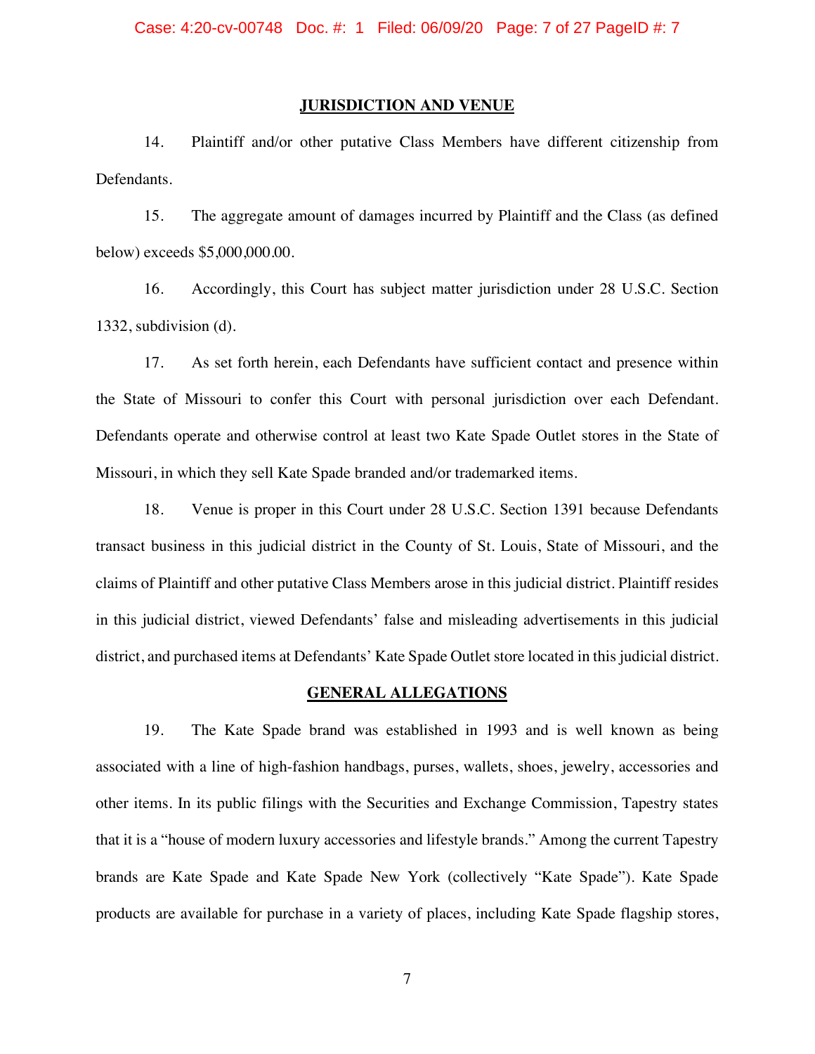## JURISDICTION AND VENUE

14. Plaintiff and/or other putative Class Members have different citizenship from Defendants.

15. The aggregate amount of damages incurred by Plaintiff and the Class (as defined below) exceeds $5,000,000.00.

16. Accordingly, this Court has subject matter jurisdiction under 28 U.S.C. Section 1332, subdivision (d).

17. As set forth herein, each Defendants have sufficient contact and presence within the State of Missouri to confer this Court with personal jurisdiction over each Defendant. Defendants operate and otherwise control at least two Kate Spade Outlet stores in the State of Missouri, in which they sell Kate Spade branded and/or trademarked items.

18. Venue is proper in this Court under 28 U.S.C. Section 1391 because Defendants transact business in this judicial district in the County of St. Louis, State of Missouri, and the claims of Plaintiff and other putative Class Members arose in this judicial district. Plaintiff resides in this judicial district, viewed Defendants' false and misleading advertisements in this judicial district, and purchased items at Defendants' Kate Spade Outlet store located in this judicial district.

## GENERAL ALLEGATIONS

19. The Kate Spade brand was established in 1993 and is well known as being associated with a line of high-fashion handbags, purses, wallets, shoes, jewelry, accessories and other items. In its public filings with the Securities and Exchange Commission, Tapestry states that it is a "house of modern luxury accessories and lifestyle brands." Among the current Tapestry brands are Kate Spade and Kate Spade New York (collectively "Kate Spade"). Kate Spade products are available for purchase in a variety of places, including Kate Spade flagship stores,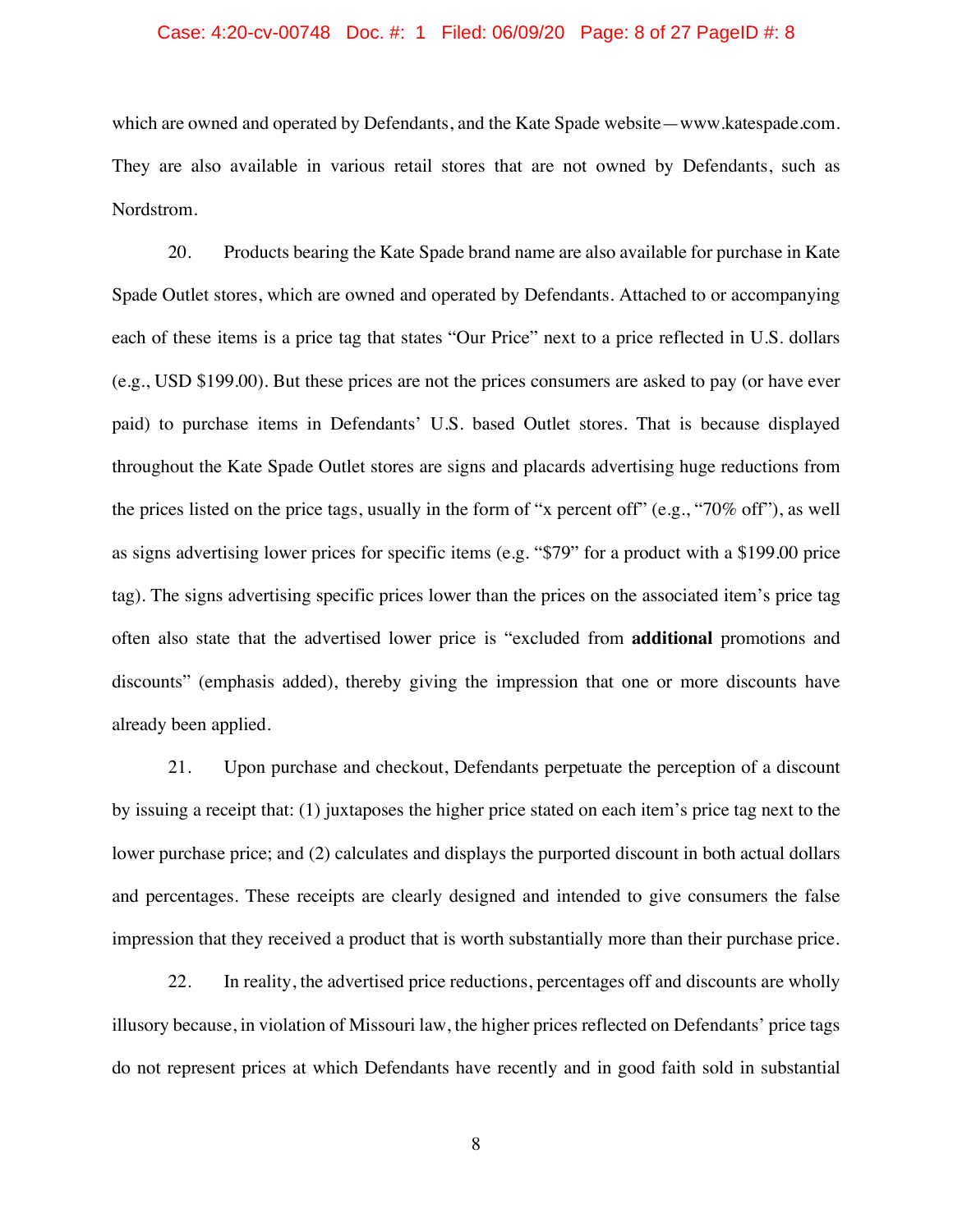which are owned and operated by Defendants, and the Kate Spade website—www.katespade.com. They are also available in various retail stores that are not owned by Defendants, such as Nordstrom.

20. Products bearing the Kate Spade brand name are also available for purchase in Kate Spade Outlet stores, which are owned and operated by Defendants. Attached to or accompanying each of these items is a price tag that states "Our Price" next to a price reflected in U.S. dollars (e.g., USD $199.00). But these prices are not the prices consumers are asked to pay (or have ever paid) to purchase items in Defendants' U.S. based Outlet stores. That is because displayed throughout the Kate Spade Outlet stores are signs and placards advertising huge reductions from the prices listed on the price tags, usually in the form of "x percent off" (e.g., "70% off"), as well as signs advertising lower prices for specific items (e.g. "$79" for a product with a $199.00 price tag). The signs advertising specific prices lower than the prices on the associated item's price tag often also state that the advertised lower price is "excluded from **additional** promotions and discounts" (emphasis added), thereby giving the impression that one or more discounts have already been applied.

21. Upon purchase and checkout, Defendants perpetuate the perception of a discount by issuing a receipt that: (1) juxtaposes the higher price stated on each item's price tag next to the lower purchase price; and (2) calculates and displays the purported discount in both actual dollars and percentages. These receipts are clearly designed and intended to give consumers the false impression that they received a product that is worth substantially more than their purchase price.

22. In reality, the advertised price reductions, percentages off and discounts are wholly illusory because, in violation of Missouri law, the higher prices reflected on Defendants' price tags do not represent prices at which Defendants have recently and in good faith sold in substantial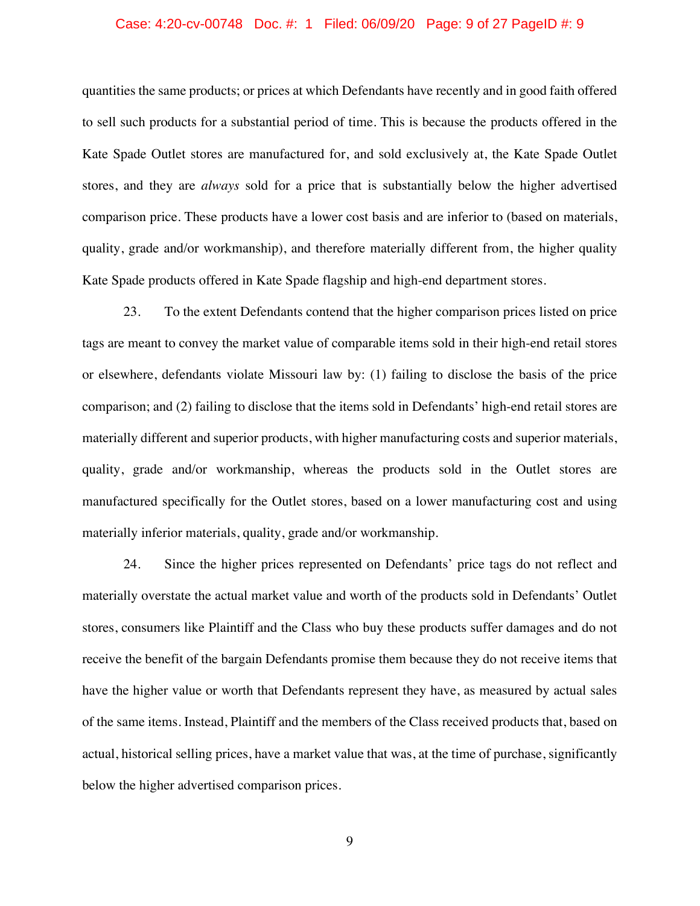quantities the same products; or prices at which Defendants have recently and in good faith offered to sell such products for a substantial period of time. This is because the products offered in the Kate Spade Outlet stores are manufactured for, and sold exclusively at, the Kate Spade Outlet stores, and they are *always* sold for a price that is substantially below the higher advertised comparison price. These products have a lower cost basis and are inferior to (based on materials, quality, grade and/or workmanship), and therefore materially different from, the higher quality Kate Spade products offered in Kate Spade flagship and high-end department stores.

23. To the extent Defendants contend that the higher comparison prices listed on price tags are meant to convey the market value of comparable items sold in their high-end retail stores or elsewhere, defendants violate Missouri law by: (1) failing to disclose the basis of the price comparison; and (2) failing to disclose that the items sold in Defendants' high-end retail stores are materially different and superior products, with higher manufacturing costs and superior materials, quality, grade and/or workmanship, whereas the products sold in the Outlet stores are manufactured specifically for the Outlet stores, based on a lower manufacturing cost and using materially inferior materials, quality, grade and/or workmanship.

24. Since the higher prices represented on Defendants' price tags do not reflect and materially overstate the actual market value and worth of the products sold in Defendants' Outlet stores, consumers like Plaintiff and the Class who buy these products suffer damages and do not receive the benefit of the bargain Defendants promise them because they do not receive items that have the higher value or worth that Defendants represent they have, as measured by actual sales of the same items. Instead, Plaintiff and the members of the Class received products that, based on actual, historical selling prices, have a market value that was, at the time of purchase, significantly below the higher advertised comparison prices.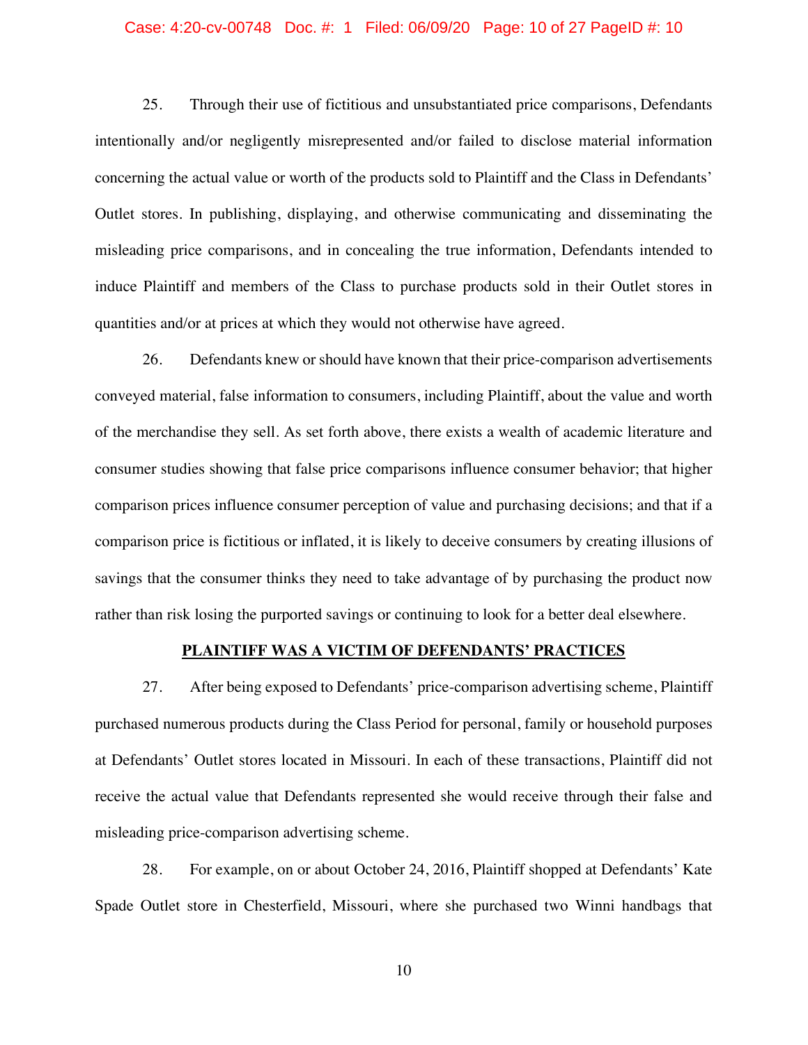25. Through their use of fictitious and unsubstantiated price comparisons, Defendants intentionally and/or negligently misrepresented and/or failed to disclose material information concerning the actual value or worth of the products sold to Plaintiff and the Class in Defendants' Outlet stores. In publishing, displaying, and otherwise communicating and disseminating the misleading price comparisons, and in concealing the true information, Defendants intended to induce Plaintiff and members of the Class to purchase products sold in their Outlet stores in quantities and/or at prices at which they would not otherwise have agreed.

26. Defendants knew or should have known that their price-comparison advertisements conveyed material, false information to consumers, including Plaintiff, about the value and worth of the merchandise they sell. As set forth above, there exists a wealth of academic literature and consumer studies showing that false price comparisons influence consumer behavior; that higher comparison prices influence consumer perception of value and purchasing decisions; and that if a comparison price is fictitious or inflated, it is likely to deceive consumers by creating illusions of savings that the consumer thinks they need to take advantage of by purchasing the product now rather than risk losing the purported savings or continuing to look for a better deal elsewhere.

**PLAINTIFF WAS A VICTIM OF DEFENDANTS' PRACTICES**

27. After being exposed to Defendants' price-comparison advertising scheme, Plaintiff purchased numerous products during the Class Period for personal, family or household purposes at Defendants' Outlet stores located in Missouri. In each of these transactions, Plaintiff did not receive the actual value that Defendants represented she would receive through their false and misleading price-comparison advertising scheme.

28. For example, on or about October 24, 2016, Plaintiff shopped at Defendants' Kate Spade Outlet store in Chesterfield, Missouri, where she purchased two Winni handbags that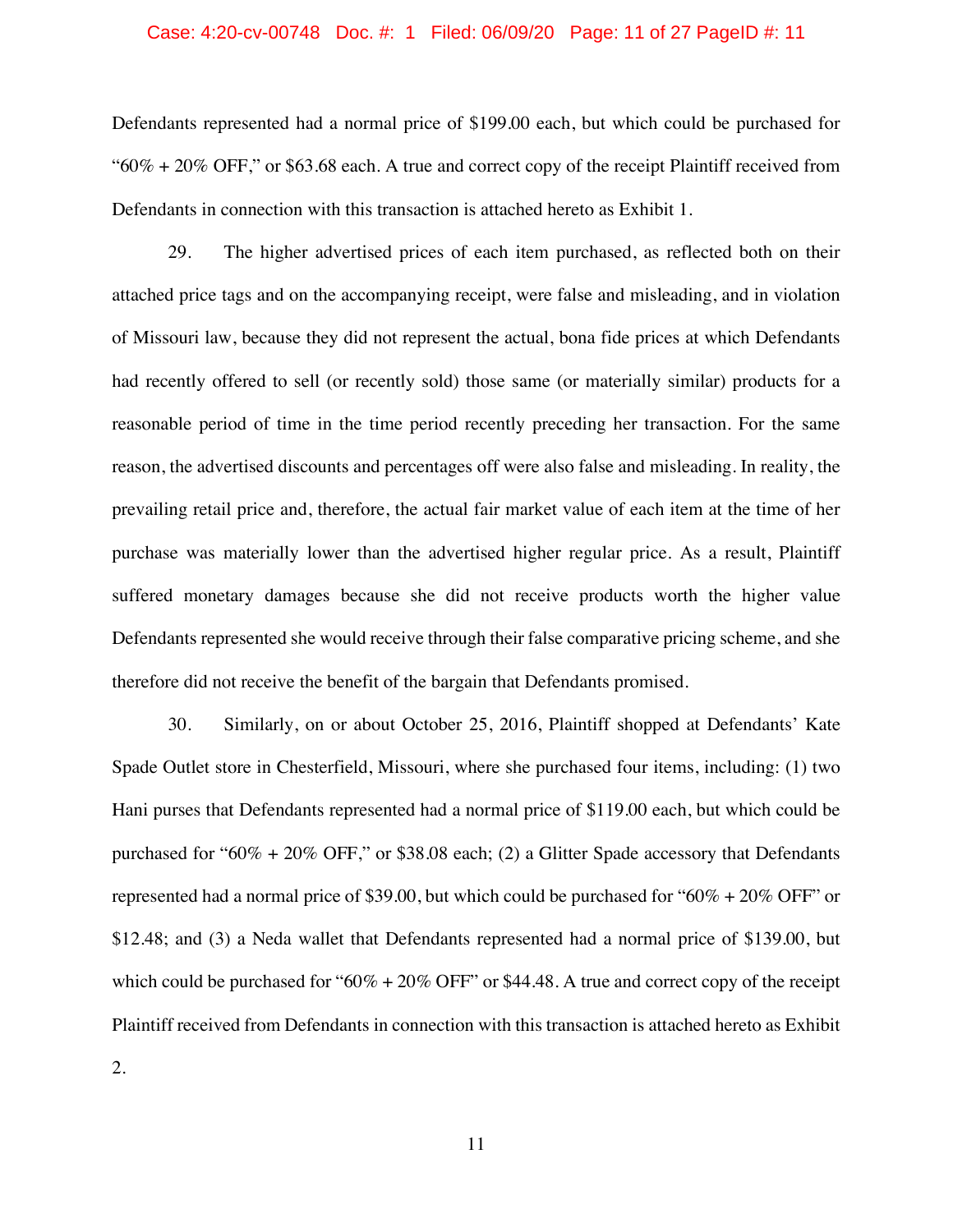Defendants represented had a normal price of $199.00 each, but which could be purchased for "60% + 20% OFF," or $63.68 each. A true and correct copy of the receipt Plaintiff received from Defendants in connection with this transaction is attached hereto as Exhibit 1.

29. The higher advertised prices of each item purchased, as reflected both on their attached price tags and on the accompanying receipt, were false and misleading, and in violation of Missouri law, because they did not represent the actual, bona fide prices at which Defendants had recently offered to sell (or recently sold) those same (or materially similar) products for a reasonable period of time in the time period recently preceding her transaction. For the same reason, the advertised discounts and percentages off were also false and misleading. In reality, the prevailing retail price and, therefore, the actual fair market value of each item at the time of her purchase was materially lower than the advertised higher regular price. As a result, Plaintiff suffered monetary damages because she did not receive products worth the higher value Defendants represented she would receive through their false comparative pricing scheme, and she therefore did not receive the benefit of the bargain that Defendants promised.

30. Similarly, on or about October 25, 2016, Plaintiff shopped at Defendants' Kate Spade Outlet store in Chesterfield, Missouri, where she purchased four items, including: (1) two Hani purses that Defendants represented had a normal price of $119.00 each, but which could be purchased for "60% + 20% OFF," or $38.08 each; (2) a Glitter Spade accessory that Defendants represented had a normal price of $39.00, but which could be purchased for "60% + 20% OFF" or $12.48; and (3) a Neda wallet that Defendants represented had a normal price of $139.00, but which could be purchased for "60% + 20% OFF" or $44.48. A true and correct copy of the receipt Plaintiff received from Defendants in connection with this transaction is attached hereto as Exhibit 2.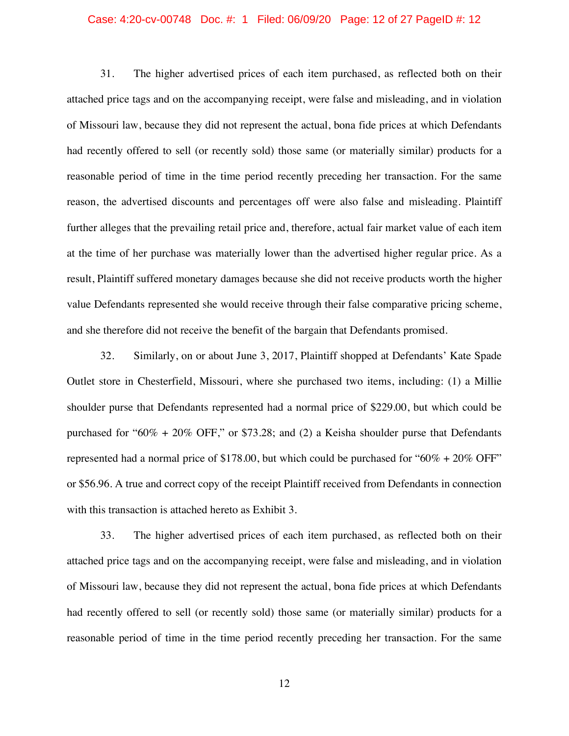31. The higher advertised prices of each item purchased, as reflected both on their attached price tags and on the accompanying receipt, were false and misleading, and in violation of Missouri law, because they did not represent the actual, bona fide prices at which Defendants had recently offered to sell (or recently sold) those same (or materially similar) products for a reasonable period of time in the time period recently preceding her transaction. For the same reason, the advertised discounts and percentages off were also false and misleading. Plaintiff further alleges that the prevailing retail price and, therefore, actual fair market value of each item at the time of her purchase was materially lower than the advertised higher regular price. As a result, Plaintiff suffered monetary damages because she did not receive products worth the higher value Defendants represented she would receive through their false comparative pricing scheme, and she therefore did not receive the benefit of the bargain that Defendants promised.

32. Similarly, on or about June 3, 2017, Plaintiff shopped at Defendants' Kate Spade Outlet store in Chesterfield, Missouri, where she purchased two items, including: (1) a Millie shoulder purse that Defendants represented had a normal price of $229.00, but which could be purchased for "60% + 20% OFF," or $73.28; and (2) a Keisha shoulder purse that Defendants represented had a normal price of $178.00, but which could be purchased for "60% + 20% OFF" or $56.96. A true and correct copy of the receipt Plaintiff received from Defendants in connection with this transaction is attached hereto as Exhibit 3.

33. The higher advertised prices of each item purchased, as reflected both on their attached price tags and on the accompanying receipt, were false and misleading, and in violation of Missouri law, because they did not represent the actual, bona fide prices at which Defendants had recently offered to sell (or recently sold) those same (or materially similar) products for a reasonable period of time in the time period recently preceding her transaction. For the same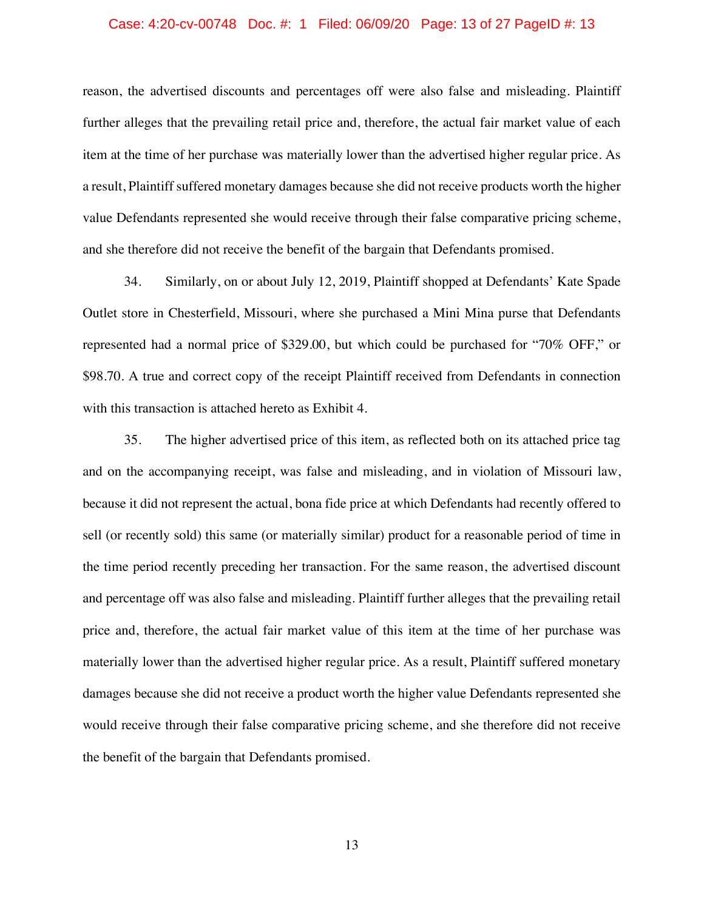reason, the advertised discounts and percentages off were also false and misleading. Plaintiff further alleges that the prevailing retail price and, therefore, the actual fair market value of each item at the time of her purchase was materially lower than the advertised higher regular price. As a result, Plaintiff suffered monetary damages because she did not receive products worth the higher value Defendants represented she would receive through their false comparative pricing scheme, and she therefore did not receive the benefit of the bargain that Defendants promised.

34. Similarly, on or about July 12, 2019, Plaintiff shopped at Defendants' Kate Spade Outlet store in Chesterfield, Missouri, where she purchased a Mini Mina purse that Defendants represented had a normal price of $329.00, but which could be purchased for "70% OFF," or $98.70. A true and correct copy of the receipt Plaintiff received from Defendants in connection with this transaction is attached hereto as Exhibit 4.

35. The higher advertised price of this item, as reflected both on its attached price tag and on the accompanying receipt, was false and misleading, and in violation of Missouri law, because it did not represent the actual, bona fide price at which Defendants had recently offered to sell (or recently sold) this same (or materially similar) product for a reasonable period of time in the time period recently preceding her transaction. For the same reason, the advertised discount and percentage off was also false and misleading. Plaintiff further alleges that the prevailing retail price and, therefore, the actual fair market value of this item at the time of her purchase was materially lower than the advertised higher regular price. As a result, Plaintiff suffered monetary damages because she did not receive a product worth the higher value Defendants represented she would receive through their false comparative pricing scheme, and she therefore did not receive the benefit of the bargain that Defendants promised.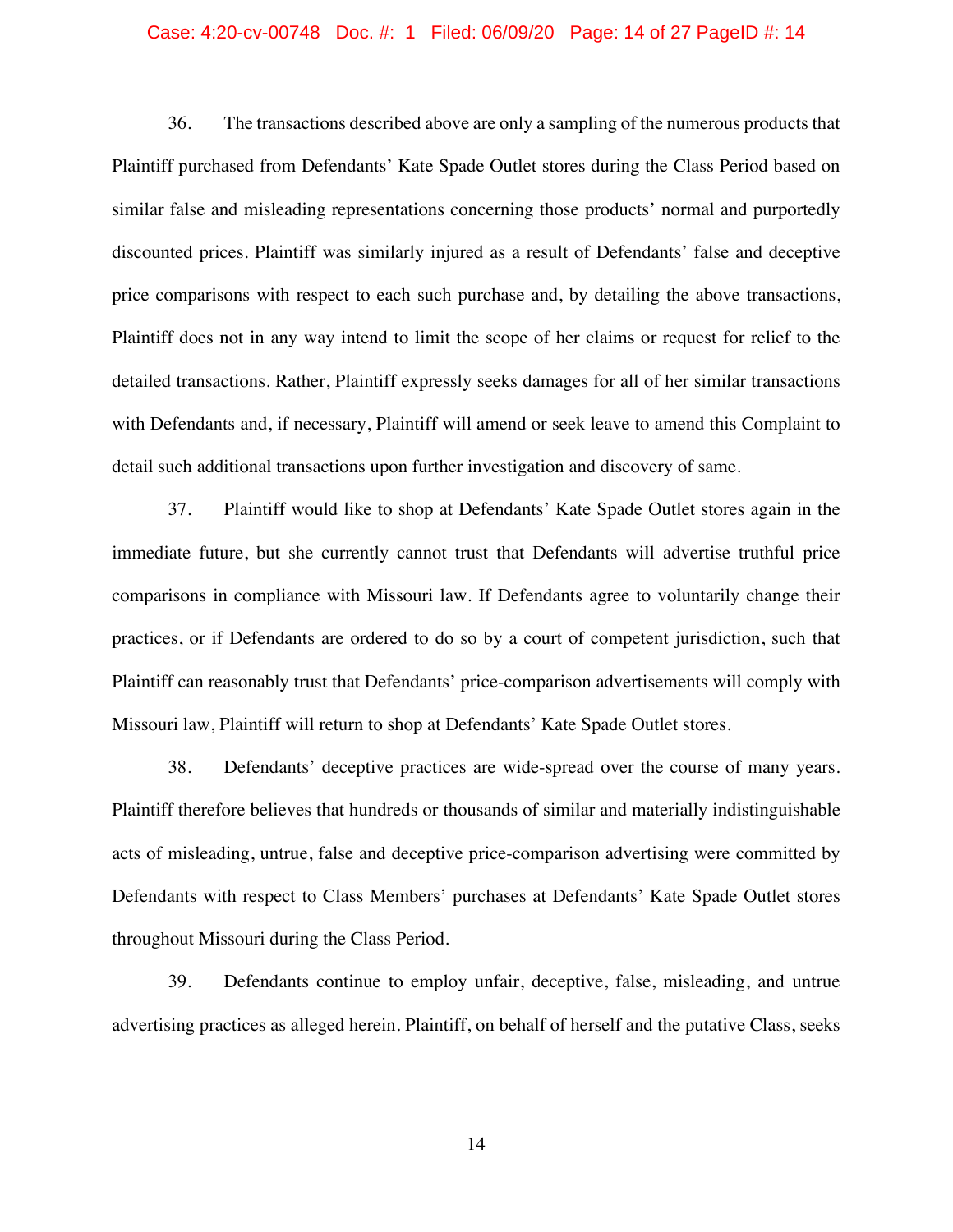36. The transactions described above are only a sampling of the numerous products that Plaintiff purchased from Defendants' Kate Spade Outlet stores during the Class Period based on similar false and misleading representations concerning those products' normal and purportedly discounted prices. Plaintiff was similarly injured as a result of Defendants' false and deceptive price comparisons with respect to each such purchase and, by detailing the above transactions, Plaintiff does not in any way intend to limit the scope of her claims or request for relief to the detailed transactions. Rather, Plaintiff expressly seeks damages for all of her similar transactions with Defendants and, if necessary, Plaintiff will amend or seek leave to amend this Complaint to detail such additional transactions upon further investigation and discovery of same.

37. Plaintiff would like to shop at Defendants' Kate Spade Outlet stores again in the immediate future, but she currently cannot trust that Defendants will advertise truthful price comparisons in compliance with Missouri law. If Defendants agree to voluntarily change their practices, or if Defendants are ordered to do so by a court of competent jurisdiction, such that Plaintiff can reasonably trust that Defendants' price-comparison advertisements will comply with Missouri law, Plaintiff will return to shop at Defendants' Kate Spade Outlet stores.

38. Defendants' deceptive practices are wide-spread over the course of many years. Plaintiff therefore believes that hundreds or thousands of similar and materially indistinguishable acts of misleading, untrue, false and deceptive price-comparison advertising were committed by Defendants with respect to Class Members' purchases at Defendants' Kate Spade Outlet stores throughout Missouri during the Class Period.

39. Defendants continue to employ unfair, deceptive, false, misleading, and untrue advertising practices as alleged herein. Plaintiff, on behalf of herself and the putative Class, seeks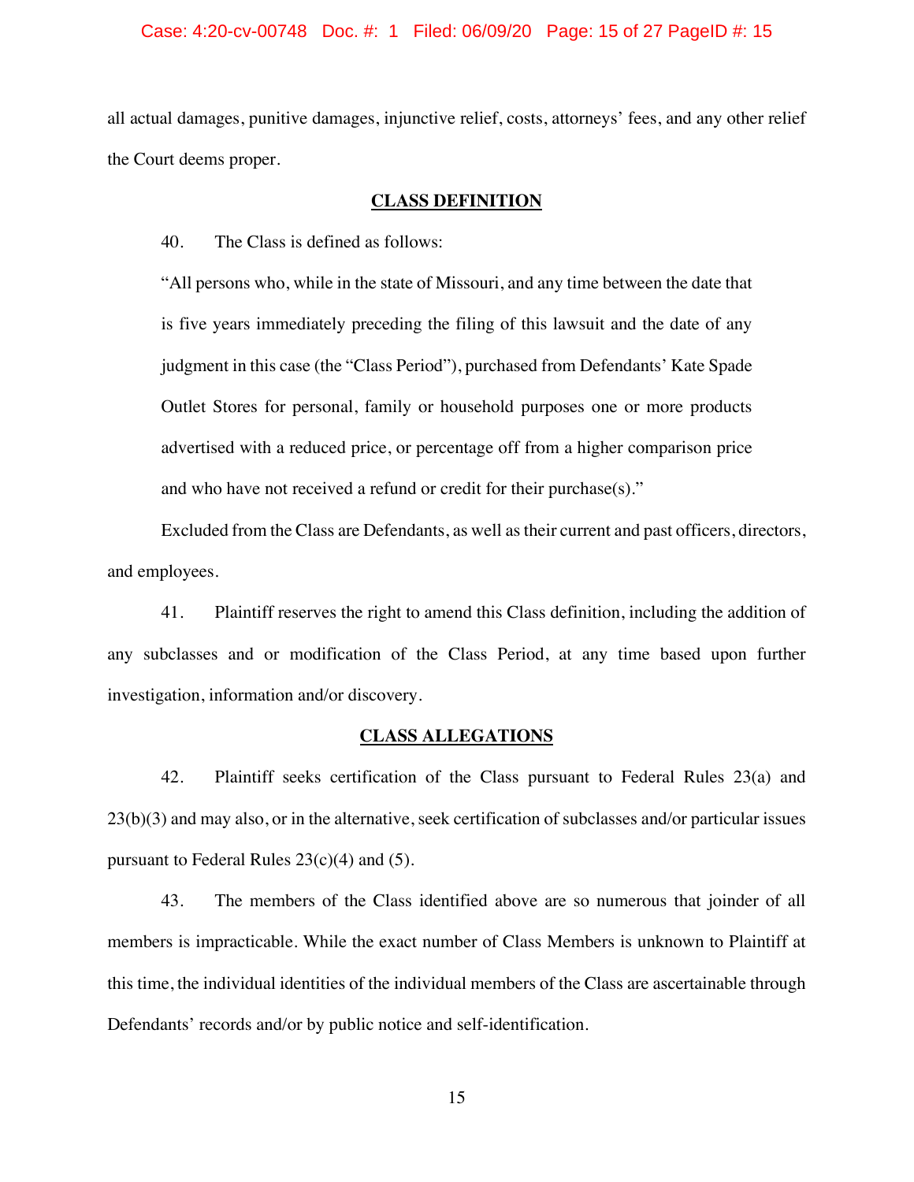all actual damages, punitive damages, injunctive relief, costs, attorneys' fees, and any other relief the Court deems proper.

## CLASS DEFINITION

40. The Class is defined as follows:

> "All persons who, while in the state of Missouri, and any time between the date that is five years immediately preceding the filing of this lawsuit and the date of any judgment in this case (the "Class Period"), purchased from Defendants' Kate Spade Outlet Stores for personal, family or household purposes one or more products advertised with a reduced price, or percentage off from a higher comparison price and who have not received a refund or credit for their purchase(s)."

Excluded from the Class are Defendants, as well as their current and past officers, directors, and employees.

41. Plaintiff reserves the right to amend this Class definition, including the addition of any subclasses and or modification of the Class Period, at any time based upon further investigation, information and/or discovery.

## CLASS ALLEGATIONS

42. Plaintiff seeks certification of the Class pursuant to Federal Rules 23(a) and 23(b)(3) and may also, or in the alternative, seek certification of subclasses and/or particular issues pursuant to Federal Rules 23(c)(4) and (5).

43. The members of the Class identified above are so numerous that joinder of all members is impracticable. While the exact number of Class Members is unknown to Plaintiff at this time, the individual identities of the individual members of the Class are ascertainable through Defendants' records and/or by public notice and self-identification.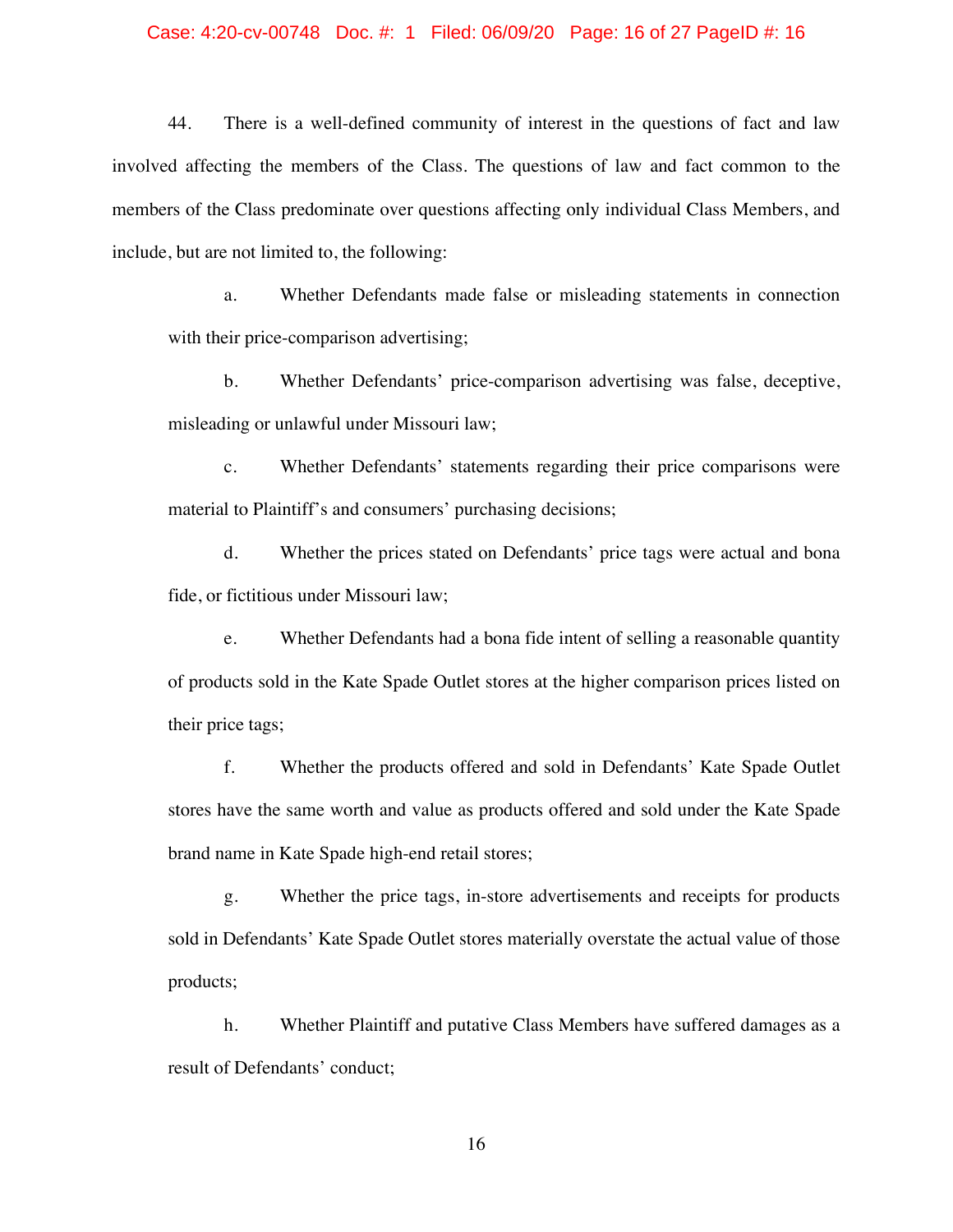44. There is a well-defined community of interest in the questions of fact and law involved affecting the members of the Class. The questions of law and fact common to the members of the Class predominate over questions affecting only individual Class Members, and include, but are not limited to, the following:

a. Whether Defendants made false or misleading statements in connection with their price-comparison advertising;

b. Whether Defendants' price-comparison advertising was false, deceptive, misleading or unlawful under Missouri law;

c. Whether Defendants' statements regarding their price comparisons were material to Plaintiff's and consumers' purchasing decisions;

d. Whether the prices stated on Defendants' price tags were actual and bona fide, or fictitious under Missouri law;

e. Whether Defendants had a bona fide intent of selling a reasonable quantity of products sold in the Kate Spade Outlet stores at the higher comparison prices listed on their price tags;

f. Whether the products offered and sold in Defendants' Kate Spade Outlet stores have the same worth and value as products offered and sold under the Kate Spade brand name in Kate Spade high-end retail stores;

g. Whether the price tags, in-store advertisements and receipts for products sold in Defendants' Kate Spade Outlet stores materially overstate the actual value of those products;

h. Whether Plaintiff and putative Class Members have suffered damages as a result of Defendants' conduct;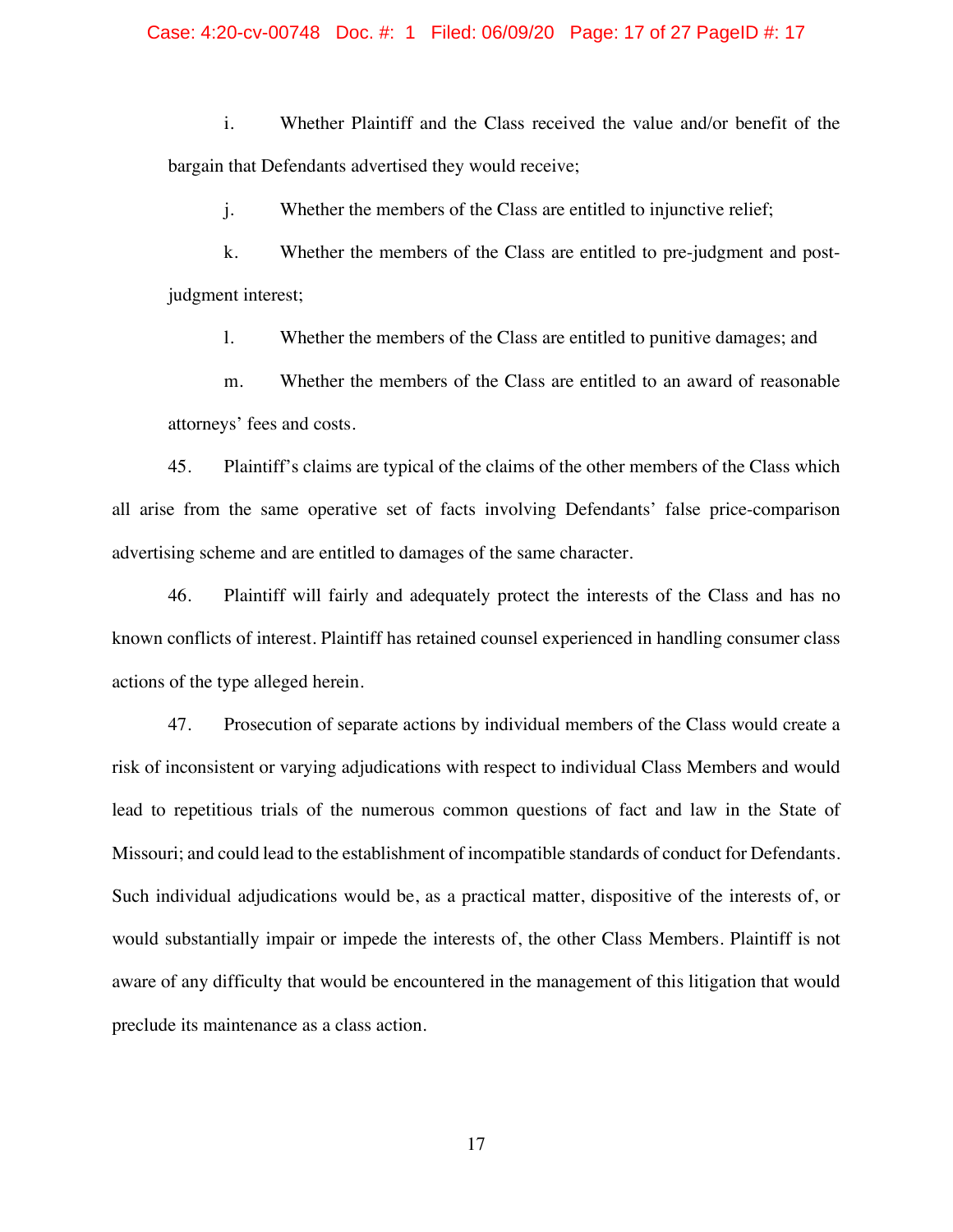i. Whether Plaintiff and the Class received the value and/or benefit of the bargain that Defendants advertised they would receive;

j. Whether the members of the Class are entitled to injunctive relief;

k. Whether the members of the Class are entitled to pre-judgment and post-judgment interest;

l. Whether the members of the Class are entitled to punitive damages; and

m. Whether the members of the Class are entitled to an award of reasonable attorneys' fees and costs.

45. Plaintiff's claims are typical of the claims of the other members of the Class which all arise from the same operative set of facts involving Defendants' false price-comparison advertising scheme and are entitled to damages of the same character.

46. Plaintiff will fairly and adequately protect the interests of the Class and has no known conflicts of interest. Plaintiff has retained counsel experienced in handling consumer class actions of the type alleged herein.

47. Prosecution of separate actions by individual members of the Class would create a risk of inconsistent or varying adjudications with respect to individual Class Members and would lead to repetitious trials of the numerous common questions of fact and law in the State of Missouri; and could lead to the establishment of incompatible standards of conduct for Defendants. Such individual adjudications would be, as a practical matter, dispositive of the interests of, or would substantially impair or impede the interests of, the other Class Members. Plaintiff is not aware of any difficulty that would be encountered in the management of this litigation that would preclude its maintenance as a class action.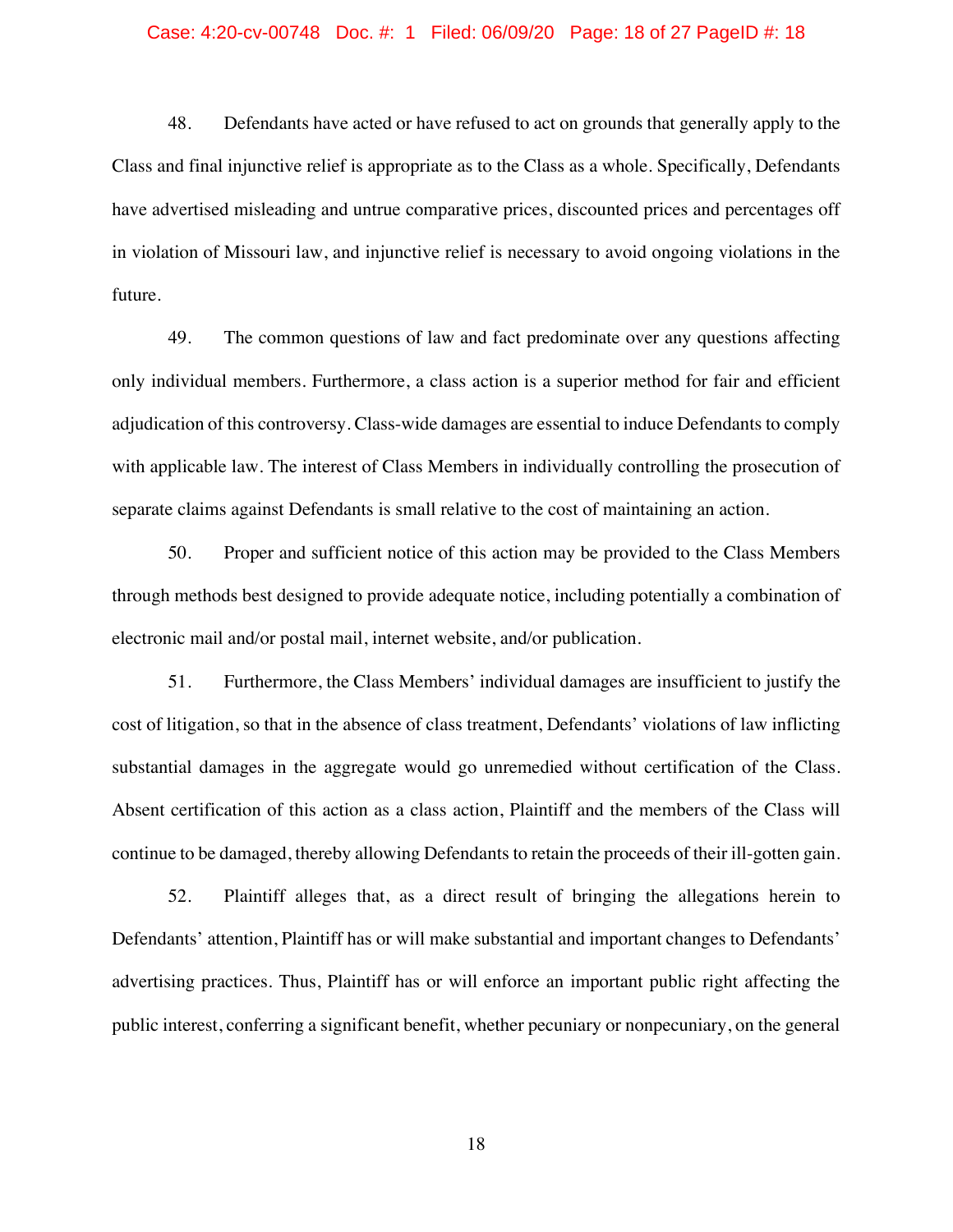48. Defendants have acted or have refused to act on grounds that generally apply to the Class and final injunctive relief is appropriate as to the Class as a whole. Specifically, Defendants have advertised misleading and untrue comparative prices, discounted prices and percentages off in violation of Missouri law, and injunctive relief is necessary to avoid ongoing violations in the future.

49. The common questions of law and fact predominate over any questions affecting only individual members. Furthermore, a class action is a superior method for fair and efficient adjudication of this controversy. Class-wide damages are essential to induce Defendants to comply with applicable law. The interest of Class Members in individually controlling the prosecution of separate claims against Defendants is small relative to the cost of maintaining an action.

50. Proper and sufficient notice of this action may be provided to the Class Members through methods best designed to provide adequate notice, including potentially a combination of electronic mail and/or postal mail, internet website, and/or publication.

51. Furthermore, the Class Members' individual damages are insufficient to justify the cost of litigation, so that in the absence of class treatment, Defendants' violations of law inflicting substantial damages in the aggregate would go unremedied without certification of the Class. Absent certification of this action as a class action, Plaintiff and the members of the Class will continue to be damaged, thereby allowing Defendants to retain the proceeds of their ill-gotten gain.

52. Plaintiff alleges that, as a direct result of bringing the allegations herein to Defendants' attention, Plaintiff has or will make substantial and important changes to Defendants' advertising practices. Thus, Plaintiff has or will enforce an important public right affecting the public interest, conferring a significant benefit, whether pecuniary or nonpecuniary, on the general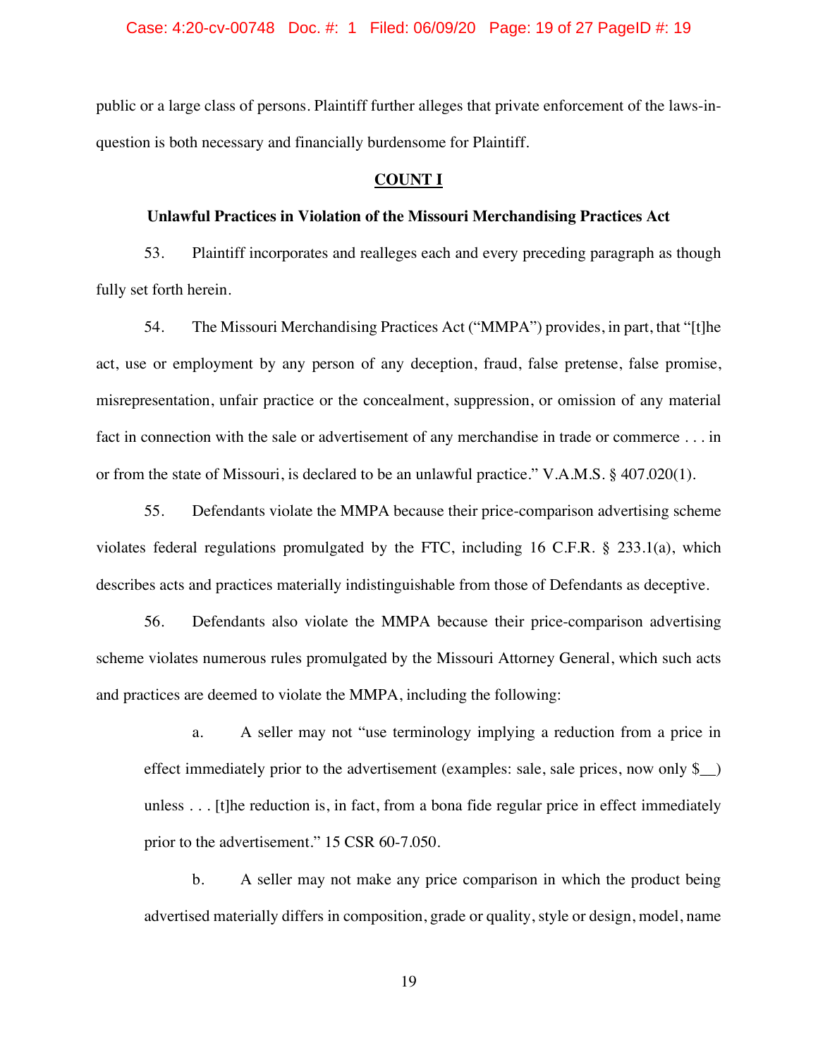public or a large class of persons. Plaintiff further alleges that private enforcement of the laws-in-question is both necessary and financially burdensome for Plaintiff.

**COUNT I**

**Unlawful Practices in Violation of the Missouri Merchandising Practices Act**

53. Plaintiff incorporates and realleges each and every preceding paragraph as though fully set forth herein.

54. The Missouri Merchandising Practices Act ("MMPA") provides, in part, that "[t]he act, use or employment by any person of any deception, fraud, false pretense, false promise, misrepresentation, unfair practice or the concealment, suppression, or omission of any material fact in connection with the sale or advertisement of any merchandise in trade or commerce . . . in or from the state of Missouri, is declared to be an unlawful practice." V.A.M.S. § 407.020(1).

55. Defendants violate the MMPA because their price-comparison advertising scheme violates federal regulations promulgated by the FTC, including 16 C.F.R. § 233.1(a), which describes acts and practices materially indistinguishable from those of Defendants as deceptive.

56. Defendants also violate the MMPA because their price-comparison advertising scheme violates numerous rules promulgated by the Missouri Attorney General, which such acts and practices are deemed to violate the MMPA, including the following:

a. A seller may not "use terminology implying a reduction from a price in effect immediately prior to the advertisement (examples: sale, sale prices, now only $__) unless . . . [t]he reduction is, in fact, from a bona fide regular price in effect immediately prior to the advertisement." 15 CSR 60-7.050.

b. A seller may not make any price comparison in which the product being advertised materially differs in composition, grade or quality, style or design, model, name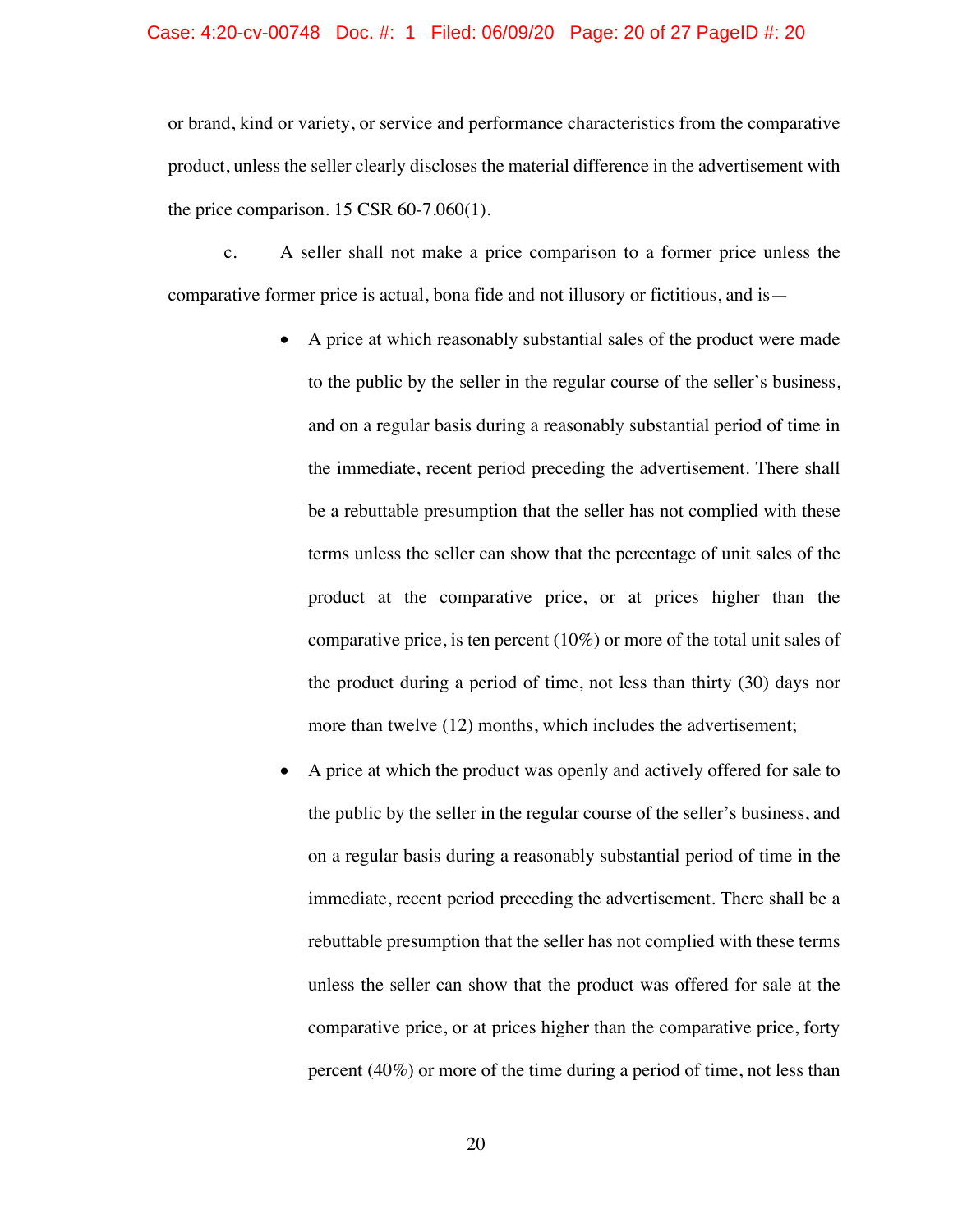or brand, kind or variety, or service and performance characteristics from the comparative product, unless the seller clearly discloses the material difference in the advertisement with the price comparison. 15 CSR 60-7.060(1).

c. A seller shall not make a price comparison to a former price unless the comparative former price is actual, bona fide and not illusory or fictitious, and is—

- A price at which reasonably substantial sales of the product were made to the public by the seller in the regular course of the seller's business, and on a regular basis during a reasonably substantial period of time in the immediate, recent period preceding the advertisement. There shall be a rebuttable presumption that the seller has not complied with these terms unless the seller can show that the percentage of unit sales of the product at the comparative price, or at prices higher than the comparative price, is ten percent (10%) or more of the total unit sales of the product during a period of time, not less than thirty (30) days nor more than twelve (12) months, which includes the advertisement;
- A price at which the product was openly and actively offered for sale to the public by the seller in the regular course of the seller's business, and on a regular basis during a reasonably substantial period of time in the immediate, recent period preceding the advertisement. There shall be a rebuttable presumption that the seller has not complied with these terms unless the seller can show that the product was offered for sale at the comparative price, or at prices higher than the comparative price, forty percent (40%) or more of the time during a period of time, not less than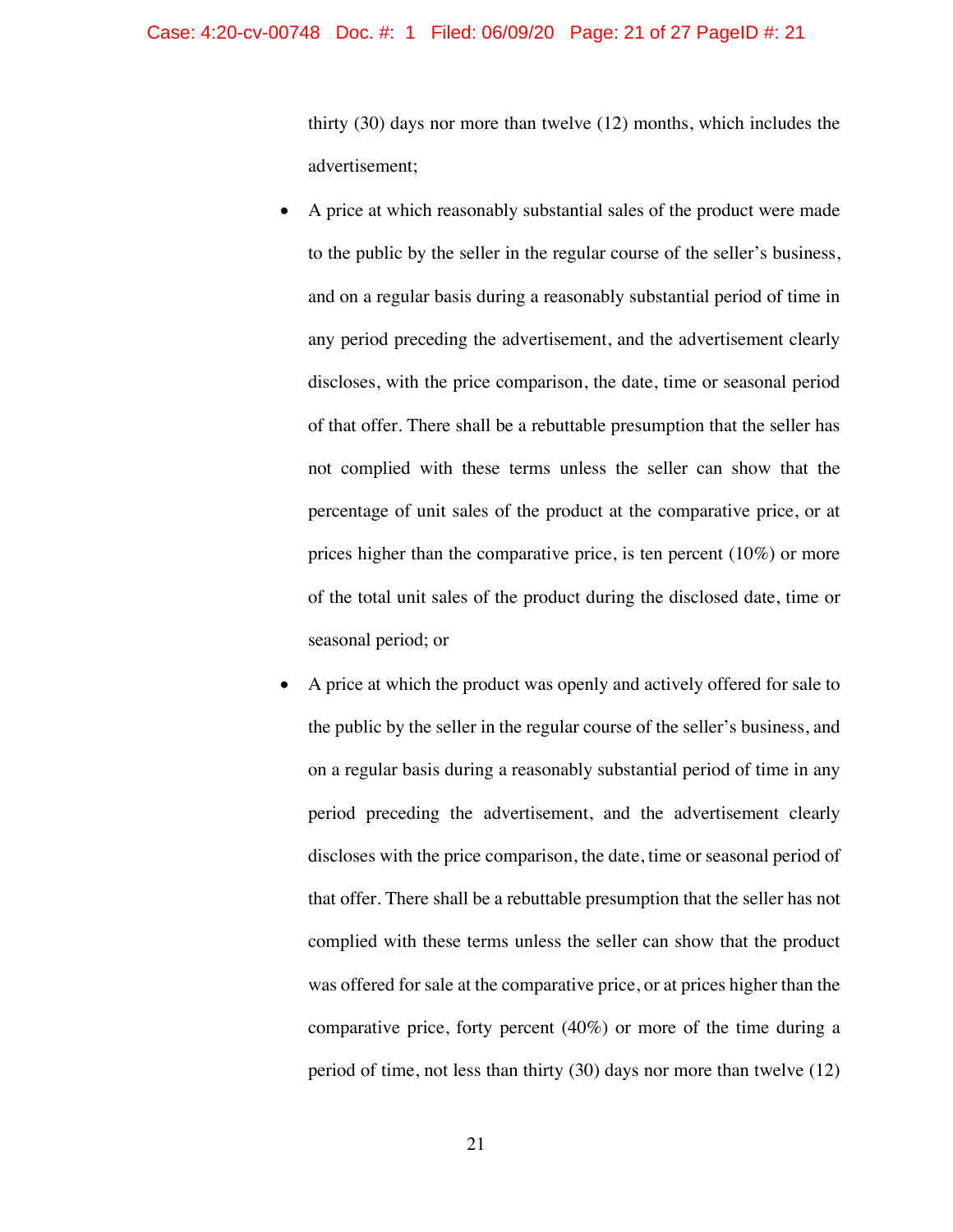thirty (30) days nor more than twelve (12) months, which includes the advertisement;

- A price at which reasonably substantial sales of the product were made to the public by the seller in the regular course of the seller's business, and on a regular basis during a reasonably substantial period of time in any period preceding the advertisement, and the advertisement clearly discloses, with the price comparison, the date, time or seasonal period of that offer. There shall be a rebuttable presumption that the seller has not complied with these terms unless the seller can show that the percentage of unit sales of the product at the comparative price, or at prices higher than the comparative price, is ten percent (10%) or more of the total unit sales of the product during the disclosed date, time or seasonal period; or
- A price at which the product was openly and actively offered for sale to the public by the seller in the regular course of the seller's business, and on a regular basis during a reasonably substantial period of time in any period preceding the advertisement, and the advertisement clearly discloses with the price comparison, the date, time or seasonal period of that offer. There shall be a rebuttable presumption that the seller has not complied with these terms unless the seller can show that the product was offered for sale at the comparative price, or at prices higher than the comparative price, forty percent (40%) or more of the time during a period of time, not less than thirty (30) days nor more than twelve (12)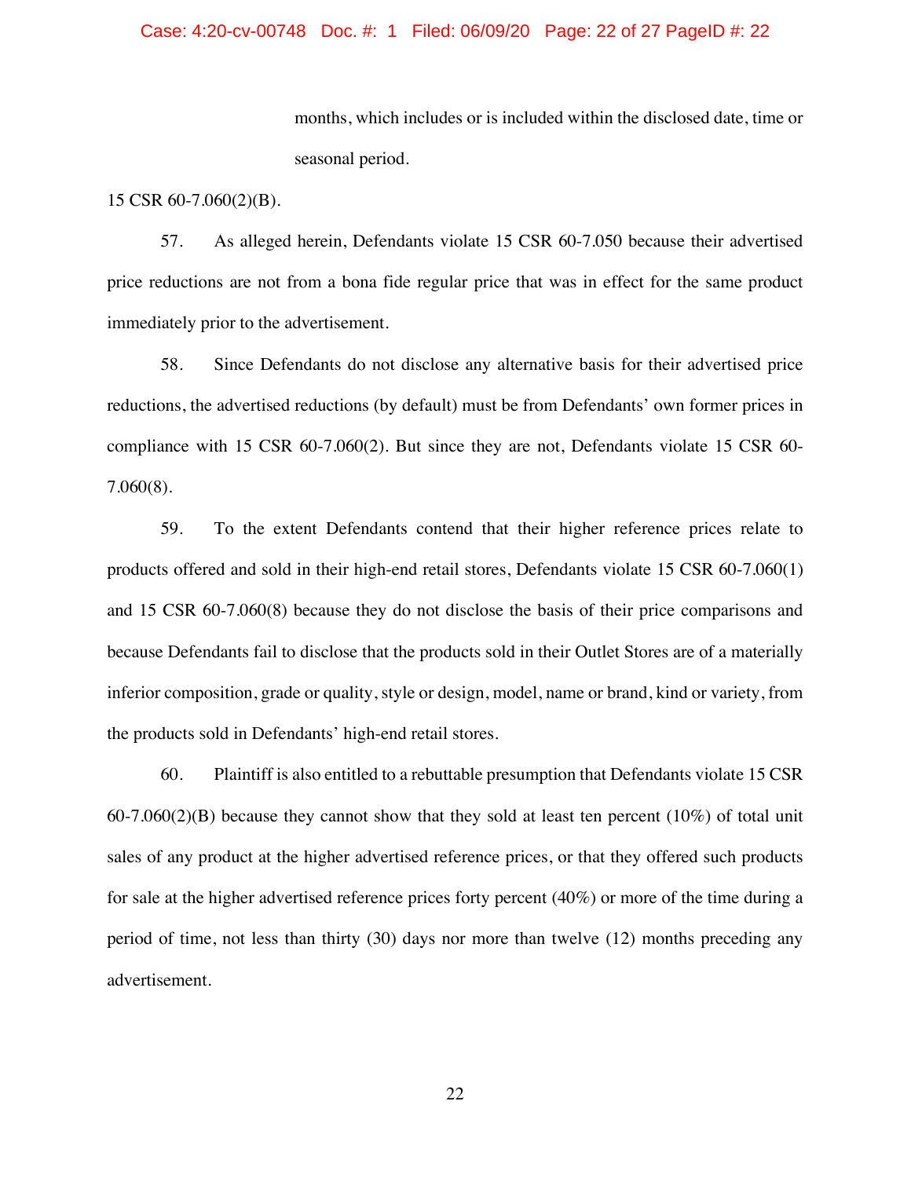> months, which includes or is included within the disclosed date, time or seasonal period.

15 CSR 60-7.060(2)(B).

57. As alleged herein, Defendants violate 15 CSR 60-7.050 because their advertised price reductions are not from a bona fide regular price that was in effect for the same product immediately prior to the advertisement.

58. Since Defendants do not disclose any alternative basis for their advertised price reductions, the advertised reductions (by default) must be from Defendants' own former prices in compliance with 15 CSR 60-7.060(2). But since they are not, Defendants violate 15 CSR 60-7.060(8).

59. To the extent Defendants contend that their higher reference prices relate to products offered and sold in their high-end retail stores, Defendants violate 15 CSR 60-7.060(1) and 15 CSR 60-7.060(8) because they do not disclose the basis of their price comparisons and because Defendants fail to disclose that the products sold in their Outlet Stores are of a materially inferior composition, grade or quality, style or design, model, name or brand, kind or variety, from the products sold in Defendants' high-end retail stores.

60. Plaintiff is also entitled to a rebuttable presumption that Defendants violate 15 CSR 60-7.060(2)(B) because they cannot show that they sold at least ten percent (10%) of total unit sales of any product at the higher advertised reference prices, or that they offered such products for sale at the higher advertised reference prices forty percent (40%) or more of the time during a period of time, not less than thirty (30) days nor more than twelve (12) months preceding any advertisement.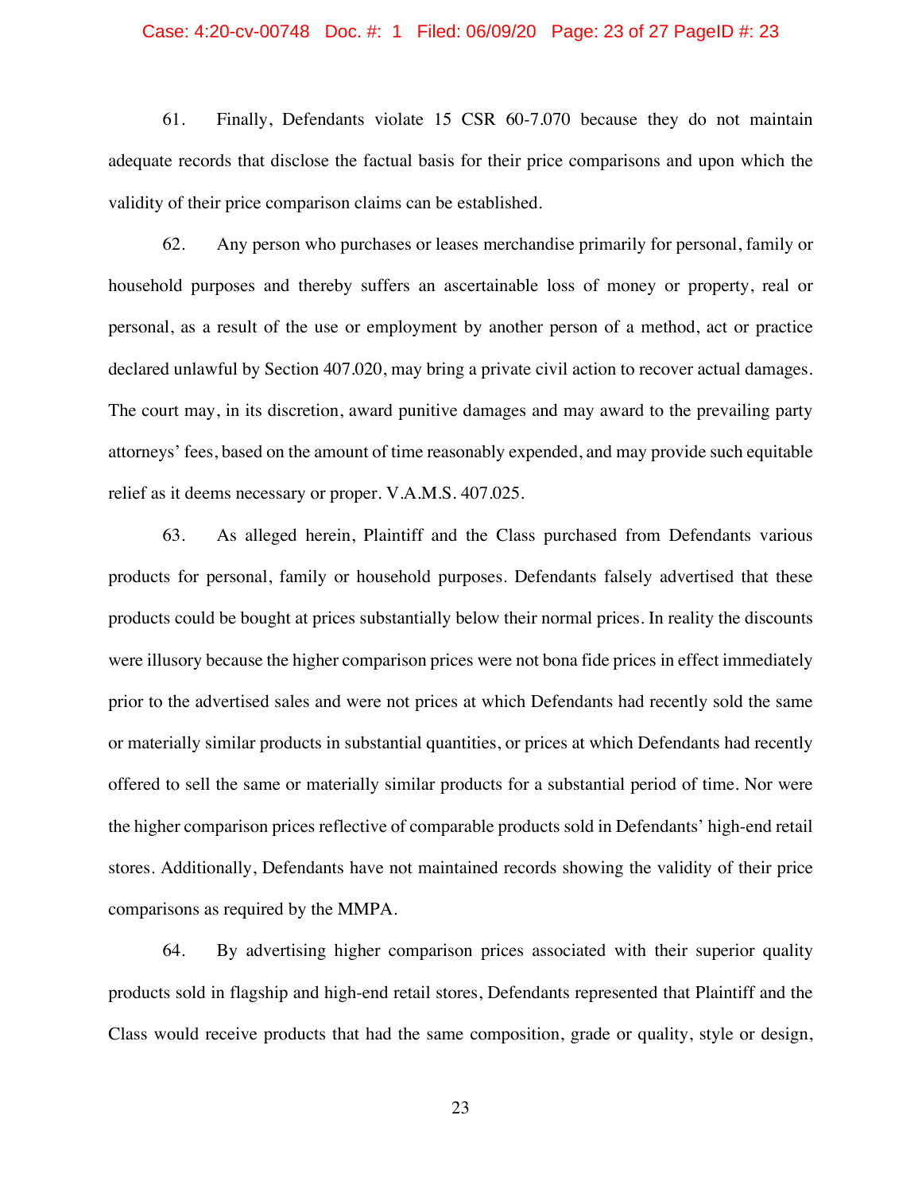61. Finally, Defendants violate 15 CSR 60-7.070 because they do not maintain adequate records that disclose the factual basis for their price comparisons and upon which the validity of their price comparison claims can be established.

62. Any person who purchases or leases merchandise primarily for personal, family or household purposes and thereby suffers an ascertainable loss of money or property, real or personal, as a result of the use or employment by another person of a method, act or practice declared unlawful by Section 407.020, may bring a private civil action to recover actual damages. The court may, in its discretion, award punitive damages and may award to the prevailing party attorneys' fees, based on the amount of time reasonably expended, and may provide such equitable relief as it deems necessary or proper. V.A.M.S. 407.025.

63. As alleged herein, Plaintiff and the Class purchased from Defendants various products for personal, family or household purposes. Defendants falsely advertised that these products could be bought at prices substantially below their normal prices. In reality the discounts were illusory because the higher comparison prices were not bona fide prices in effect immediately prior to the advertised sales and were not prices at which Defendants had recently sold the same or materially similar products in substantial quantities, or prices at which Defendants had recently offered to sell the same or materially similar products for a substantial period of time. Nor were the higher comparison prices reflective of comparable products sold in Defendants' high-end retail stores. Additionally, Defendants have not maintained records showing the validity of their price comparisons as required by the MMPA.

64. By advertising higher comparison prices associated with their superior quality products sold in flagship and high-end retail stores, Defendants represented that Plaintiff and the Class would receive products that had the same composition, grade or quality, style or design,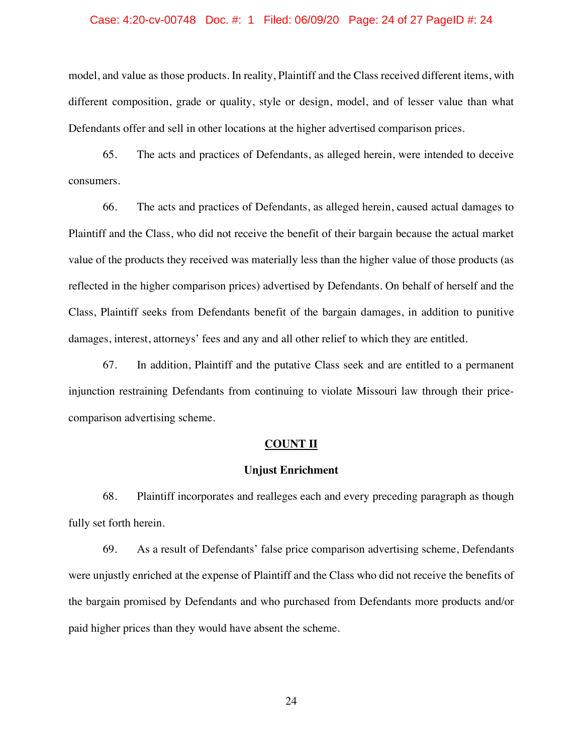model, and value as those products. In reality, Plaintiff and the Class received different items, with different composition, grade or quality, style or design, model, and of lesser value than what Defendants offer and sell in other locations at the higher advertised comparison prices.

65. The acts and practices of Defendants, as alleged herein, were intended to deceive consumers.

66. The acts and practices of Defendants, as alleged herein, caused actual damages to Plaintiff and the Class, who did not receive the benefit of their bargain because the actual market value of the products they received was materially less than the higher value of those products (as reflected in the higher comparison prices) advertised by Defendants. On behalf of herself and the Class, Plaintiff seeks from Defendants benefit of the bargain damages, in addition to punitive damages, interest, attorneys' fees and any and all other relief to which they are entitled.

67. In addition, Plaintiff and the putative Class seek and are entitled to a permanent injunction restraining Defendants from continuing to violate Missouri law through their price-comparison advertising scheme.

## COUNT II

### Unjust Enrichment

68. Plaintiff incorporates and realleges each and every preceding paragraph as though fully set forth herein.

69. As a result of Defendants' false price comparison advertising scheme, Defendants were unjustly enriched at the expense of Plaintiff and the Class who did not receive the benefits of the bargain promised by Defendants and who purchased from Defendants more products and/or paid higher prices than they would have absent the scheme.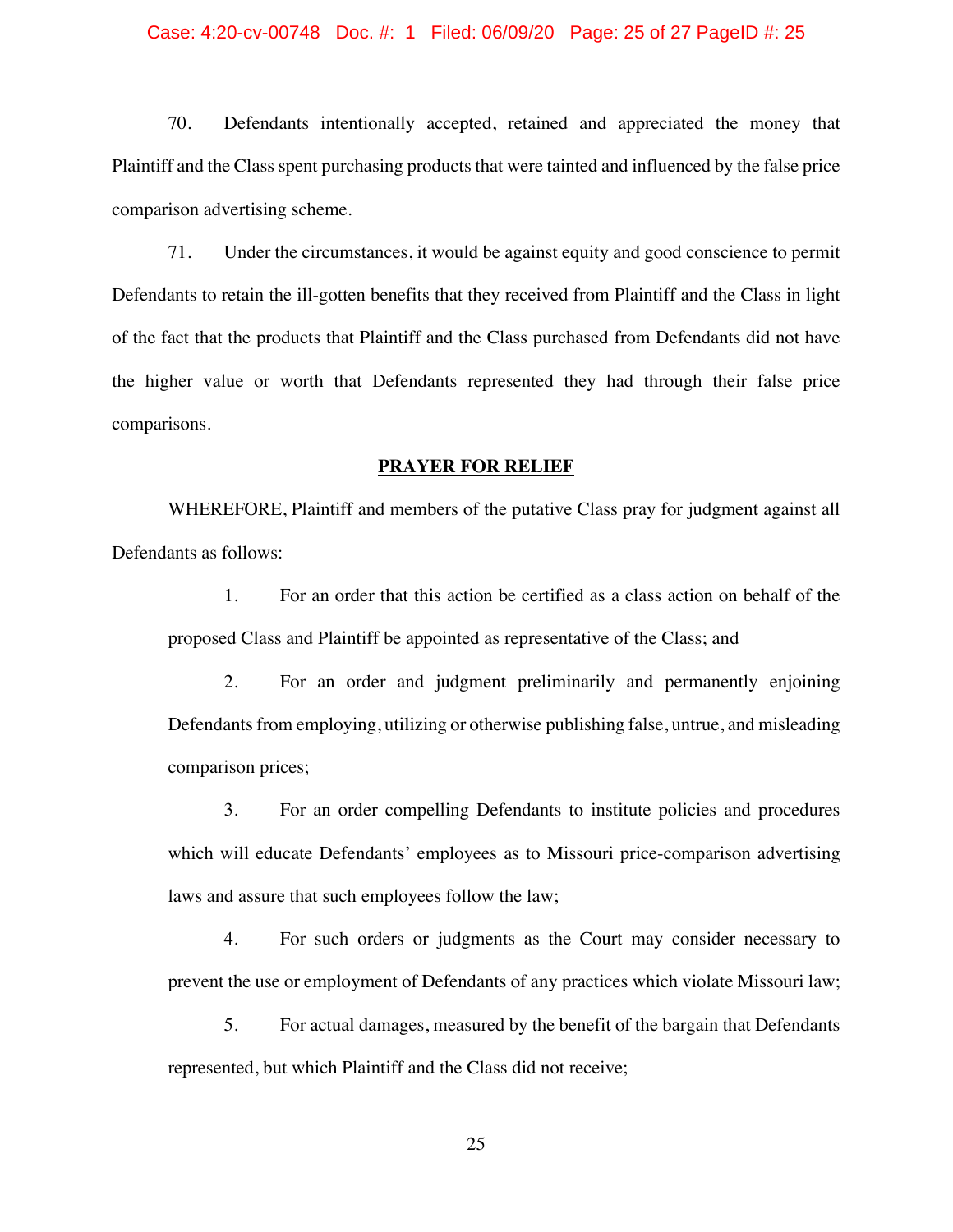70. Defendants intentionally accepted, retained and appreciated the money that Plaintiff and the Class spent purchasing products that were tainted and influenced by the false price comparison advertising scheme.

71. Under the circumstances, it would be against equity and good conscience to permit Defendants to retain the ill-gotten benefits that they received from Plaintiff and the Class in light of the fact that the products that Plaintiff and the Class purchased from Defendants did not have the higher value or worth that Defendants represented they had through their false price comparisons.

## PRAYER FOR RELIEF

WHEREFORE, Plaintiff and members of the putative Class pray for judgment against all Defendants as follows:

1. For an order that this action be certified as a class action on behalf of the proposed Class and Plaintiff be appointed as representative of the Class; and

2. For an order and judgment preliminarily and permanently enjoining Defendants from employing, utilizing or otherwise publishing false, untrue, and misleading comparison prices;

3. For an order compelling Defendants to institute policies and procedures which will educate Defendants' employees as to Missouri price-comparison advertising laws and assure that such employees follow the law;

4. For such orders or judgments as the Court may consider necessary to prevent the use or employment of Defendants of any practices which violate Missouri law;

5. For actual damages, measured by the benefit of the bargain that Defendants represented, but which Plaintiff and the Class did not receive;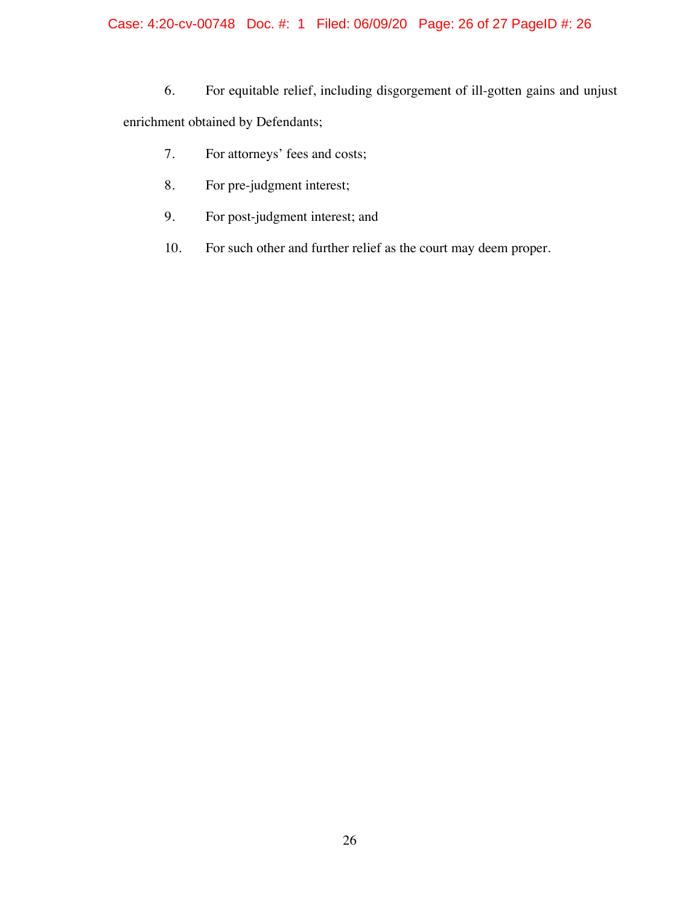6. For equitable relief, including disgorgement of ill-gotten gains and unjust enrichment obtained by Defendants;

7. For attorneys' fees and costs;

8. For pre-judgment interest;

9. For post-judgment interest; and

10. For such other and further relief as the court may deem proper.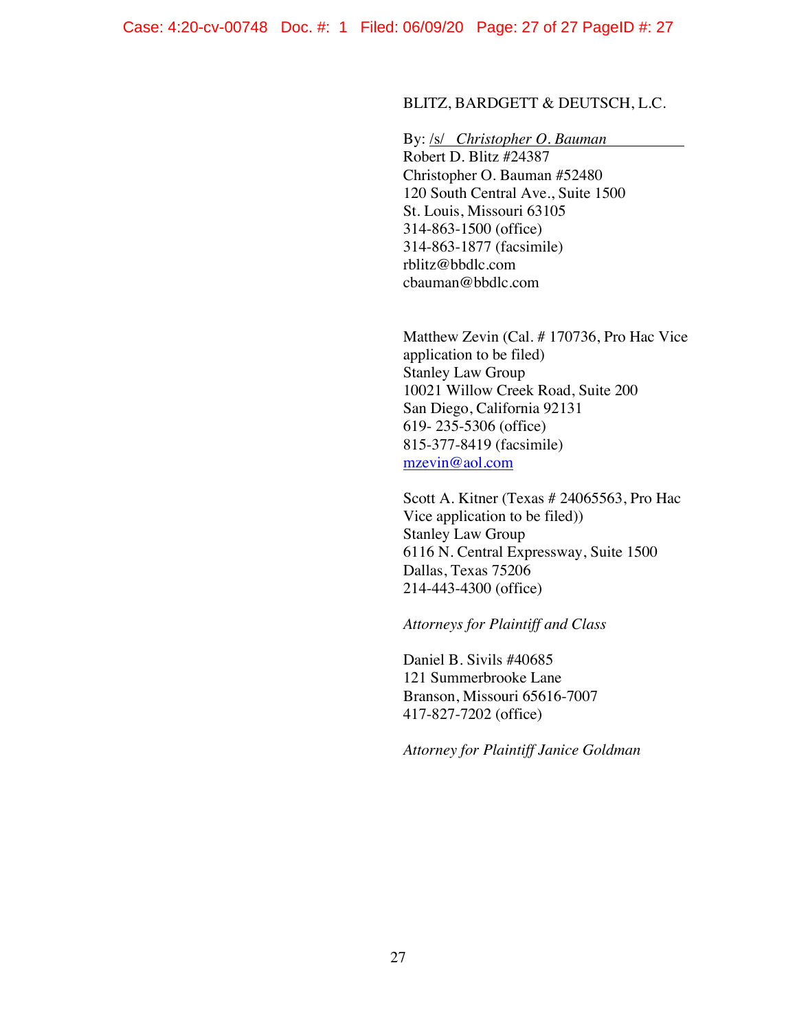BLITZ, BARDGETT & DEUTSCH, L.C.

By: /s/ *Christopher O. Bauman*
Robert D. Blitz #24387
Christopher O. Bauman #52480
120 South Central Ave., Suite 1500
St. Louis, Missouri 63105
314-863-1500 (office)
314-863-1877 (facsimile)
rblitz@bbdlc.com
cbauman@bbdlc.com

Matthew Zevin (Cal. # 170736, Pro Hac Vice application to be filed)
Stanley Law Group
10021 Willow Creek Road, Suite 200
San Diego, California 92131
619- 235-5306 (office)
815-377-8419 (facsimile)
mzevin@aol.com

Scott A. Kitner (Texas # 24065563, Pro Hac Vice application to be filed))
Stanley Law Group
6116 N. Central Expressway, Suite 1500
Dallas, Texas 75206
214-443-4300 (office)

*Attorneys for Plaintiff and Class*

Daniel B. Sivils #40685
121 Summerbrooke Lane
Branson, Missouri 65616-7007
417-827-7202 (office)

*Attorney for Plaintiff Janice Goldman*